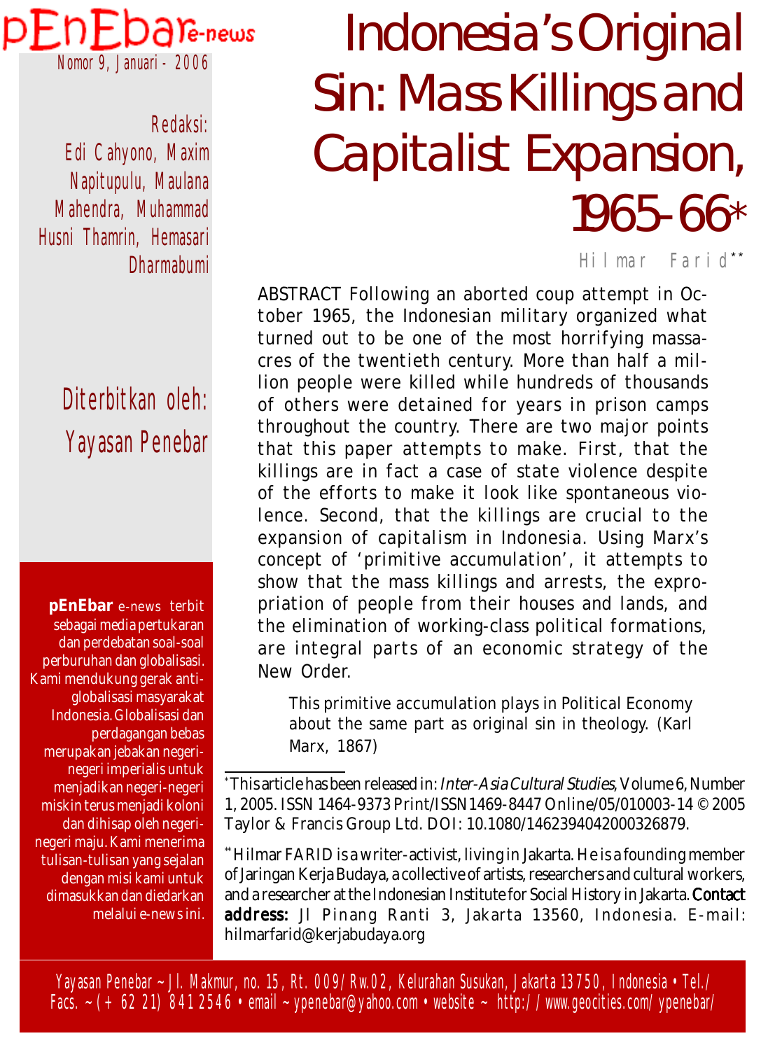pEnEbar e-news

Nomor 9, Januari - 2006

Redaksi:
Edi Cahyono, Maxim Napitupulu, Maulana Mahendra, Muhammad Husni Thamrin, Hemasari Dharmabumi

Diterbitkan oleh:
Yayasan Penebar

**pEnEbar** e-news terbit sebagai media pertukaran dan perdebatan soal-soal perburuhan dan globalisasi. Kami mendukung gerak anti-globalisasi masyarakat Indonesia. Globalisasi dan perdagangan bebas merupakan jebakan negeri-negeri imperialis untuk menjadikan negeri-negeri miskin terus menjadi koloni dan dihisap oleh negeri-negeri maju. Kami menerima tulisan-tulisan yang sejalan dengan misi kami untuk dimasukkan dan diedarkan melalui e-news ini.

# Indonesia's Original Sin: Mass Killings and Capitalist Expansion, 1965-66*

Hilmar Farid**

ABSTRACT Following an aborted coup attempt in October 1965, the Indonesian military organized what turned out to be one of the most horrifying massacres of the twentieth century. More than half a million people were killed while hundreds of thousands of others were detained for years in prison camps throughout the country. There are two major points that this paper attempts to make. First, that the killings are in fact a case of state violence despite of the efforts to make it look like spontaneous violence. Second, that the killings are crucial to the expansion of capitalism in Indonesia. Using Marx's concept of 'primitive accumulation', it attempts to show that the mass killings and arrests, the expropriation of people from their houses and lands, and the elimination of working-class political formations, are integral parts of an economic strategy of the New Order.

> This primitive accumulation plays in Political Economy about the same part as original sin in theology. (Karl Marx, 1867)

---

* This article has been released in: *Inter-Asia Cultural Studies*, Volume 6, Number 1, 2005. ISSN 1464-9373 Print/ISSN 1469-8447 Online/05/010003-14 © 2005 Taylor & Francis Group Ltd. DOI: 10.1080/1462394042000326879.

** Hilmar FARID is a writer-activist, living in Jakarta. He is a founding member of Jaringan Kerja Budaya, a collective of artists, researchers and cultural workers, and a researcher at the Indonesian Institute for Social History in Jakarta. **Contact address:** Jl Pinang Ranti 3, Jakarta 13560, Indonesia. E-mail: hilmarfarid@kerjabudaya.org

Yayasan Penebar ~ Jl. Makmur, no. 15, Rt. 009/Rw.02, Kelurahan Susukan, Jakarta 13750, Indonesia • Tel./Facs. ~ (+ 62 21) 841 2546 • email ~ ypenebar@yahoo.com • website ~ http://www.geocities.com/ypenebar/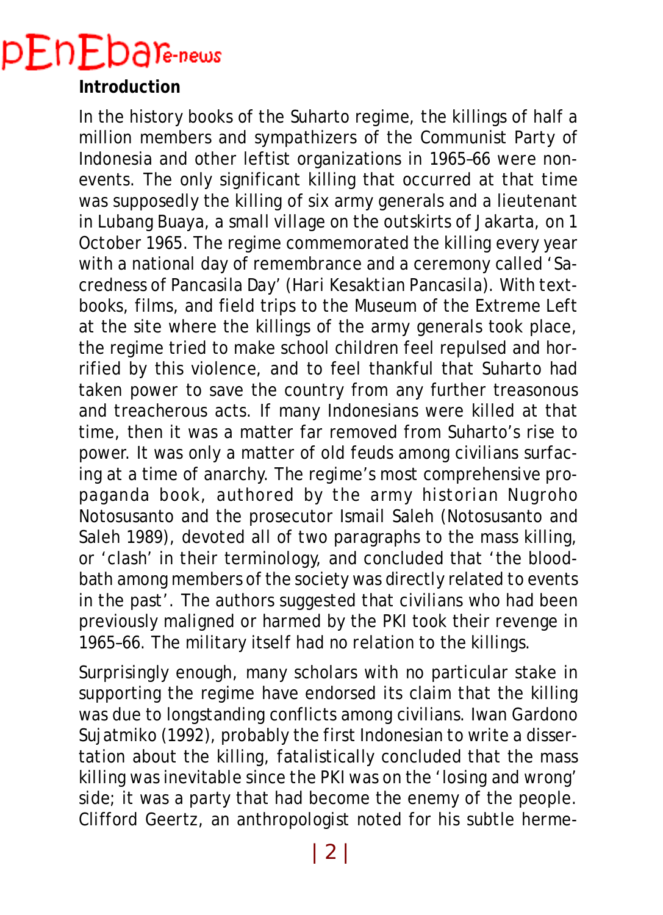## Introduction

In the history books of the Suharto regime, the killings of half a million members and sympathizers of the Communist Party of Indonesia and other leftist organizations in 1965–66 were non-events. The only significant killing that occurred at that time was supposedly the killing of six army generals and a lieutenant in Lubang Buaya, a small village on the outskirts of Jakarta, on 1 October 1965. The regime commemorated the killing every year with a national day of remembrance and a ceremony called 'Sacredness of Pancasila Day' (Hari Kesaktian Pancasila). With textbooks, films, and field trips to the Museum of the Extreme Left at the site where the killings of the army generals took place, the regime tried to make school children feel repulsed and horrified by this violence, and to feel thankful that Suharto had taken power to save the country from any further treasonous and treacherous acts. If many Indonesians were killed at that time, then it was a matter far removed from Suharto's rise to power. It was only a matter of old feuds among civilians surfacing at a time of anarchy. The regime's most comprehensive propaganda book, authored by the army historian Nugroho Notosusanto and the prosecutor Ismail Saleh (Notosusanto and Saleh 1989), devoted all of two paragraphs to the mass killing, or 'clash' in their terminology, and concluded that 'the bloodbath among members of the society was directly related to events in the past'. The authors suggested that civilians who had been previously maligned or harmed by the PKI took their revenge in 1965–66. The military itself had no relation to the killings.

Surprisingly enough, many scholars with no particular stake in supporting the regime have endorsed its claim that the killing was due to longstanding conflicts among civilians. Iwan Gardono Sujatmiko (1992), probably the first Indonesian to write a dissertation about the killing, fatalistically concluded that the mass killing was inevitable since the PKI was on the 'losing and wrong' side; it was a party that had become the enemy of the people. Clifford Geertz, an anthropologist noted for his subtle herme-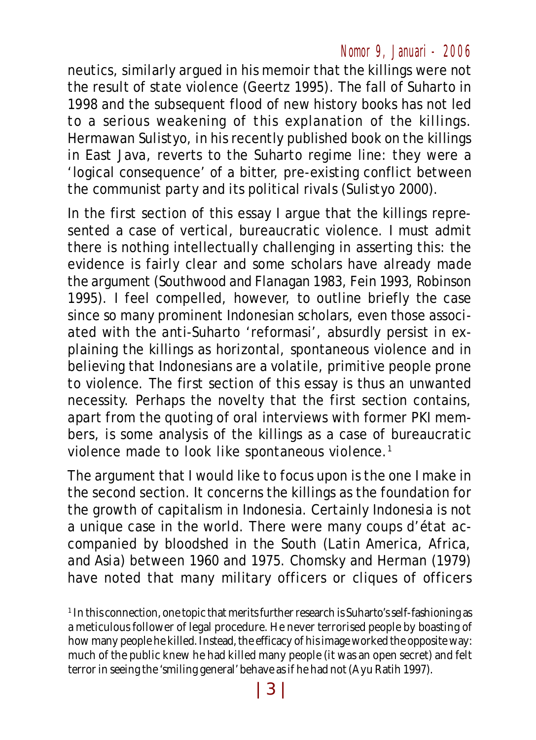neutics, similarly argued in his memoir that the killings were not the result of state violence (Geertz 1995). The fall of Suharto in 1998 and the subsequent flood of new history books has not led to a serious weakening of this explanation of the killings. Hermawan Sulistyo, in his recently published book on the killings in East Java, reverts to the Suharto regime line: they were a 'logical consequence' of a bitter, pre-existing conflict between the communist party and its political rivals (Sulistyo 2000).

In the first section of this essay I argue that the killings represented a case of vertical, bureaucratic violence. I must admit there is nothing intellectually challenging in asserting this: the evidence is fairly clear and some scholars have already made the argument (Southwood and Flanagan 1983, Fein 1993, Robinson 1995). I feel compelled, however, to outline briefly the case since so many prominent Indonesian scholars, even those associated with the anti-Suharto 'reformasi', absurdly persist in explaining the killings as horizontal, spontaneous violence and in believing that Indonesians are a volatile, primitive people prone to violence. The first section of this essay is thus an unwanted necessity. Perhaps the novelty that the first section contains, apart from the quoting of oral interviews with former PKI members, is some analysis of the killings as a case of bureaucratic violence made to look like spontaneous violence.[1]

The argument that I would like to focus upon is the one I make in the second section. It concerns the killings as the foundation for the growth of capitalism in Indonesia. Certainly Indonesia is not a unique case in the world. There were many coups d'état accompanied by bloodshed in the South (Latin America, Africa, and Asia) between 1960 and 1975. Chomsky and Herman (1979) have noted that many military officers or cliques of officers

[1] In this connection, one topic that merits further research is Suharto's self-fashioning as a meticulous follower of legal procedure. He never terrorised people by boasting of how many people he killed. Instead, the efficacy of his image worked the opposite way: much of the public knew he had killed many people (it was an open secret) and felt terror in seeing the 'smiling general' behave as if he had not (Ayu Ratih 1997).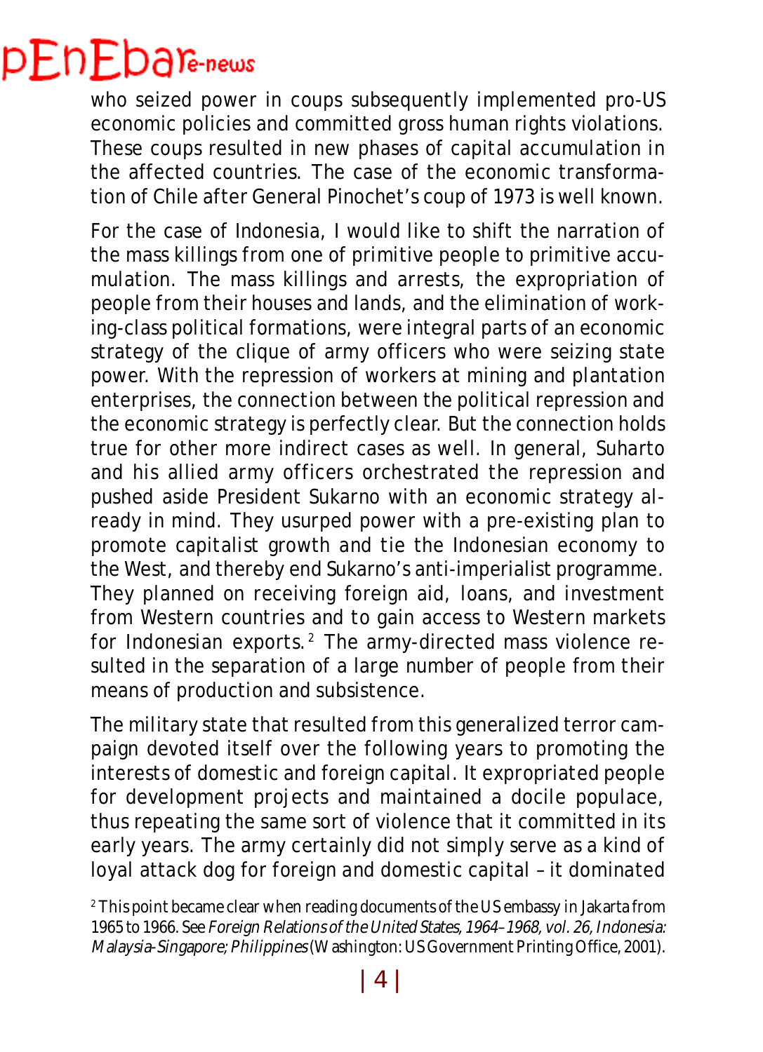who seized power in coups subsequently implemented pro-US economic policies and committed gross human rights violations. These coups resulted in new phases of capital accumulation in the affected countries. The case of the economic transformation of Chile after General Pinochet's coup of 1973 is well known.

For the case of Indonesia, I would like to shift the narration of the mass killings from one of primitive people to primitive accumulation. The mass killings and arrests, the expropriation of people from their houses and lands, and the elimination of working-class political formations, were integral parts of an economic strategy of the clique of army officers who were seizing state power. With the repression of workers at mining and plantation enterprises, the connection between the political repression and the economic strategy is perfectly clear. But the connection holds true for other more indirect cases as well. In general, Suharto and his allied army officers orchestrated the repression and pushed aside President Sukarno with an economic strategy already in mind. They usurped power with a pre-existing plan to promote capitalist growth and tie the Indonesian economy to the West, and thereby end Sukarno's anti-imperialist programme. They planned on receiving foreign aid, loans, and investment from Western countries and to gain access to Western markets for Indonesian exports.[2] The army-directed mass violence resulted in the separation of a large number of people from their means of production and subsistence.

The military state that resulted from this generalized terror campaign devoted itself over the following years to promoting the interests of domestic and foreign capital. It expropriated people for development projects and maintained a docile populace, thus repeating the same sort of violence that it committed in its early years. The army certainly did not simply serve as a kind of loyal attack dog for foreign and domestic capital – it dominated

[2] This point became clear when reading documents of the US embassy in Jakarta from 1965 to 1966. See *Foreign Relations of the United States, 1964–1968, vol. 26, Indonesia: Malaysia-Singapore; Philippines* (Washington: US Government Printing Office, 2001).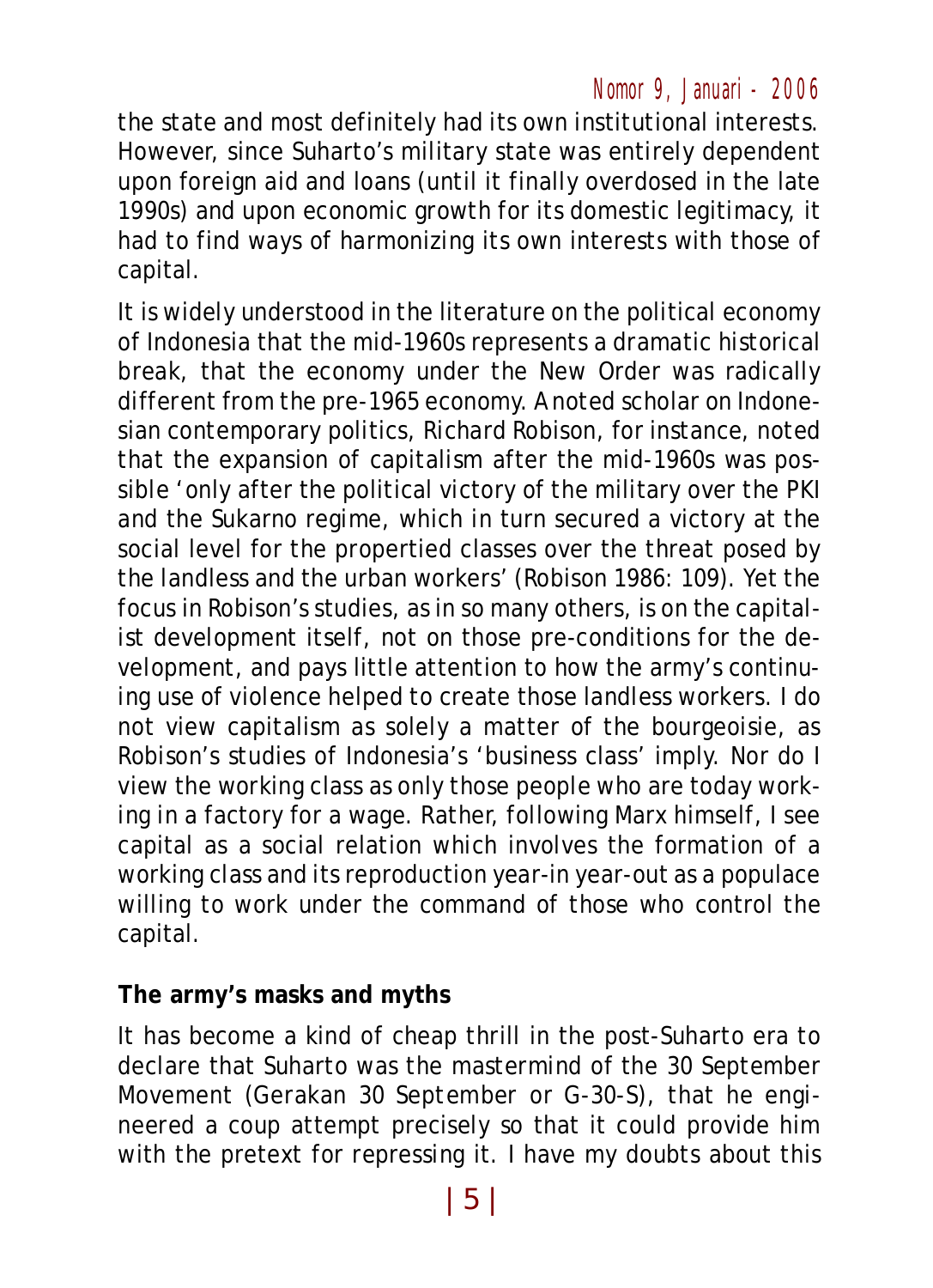the state and most definitely had its own institutional interests. However, since Suharto's military state was entirely dependent upon foreign aid and loans (until it finally overdosed in the late 1990s) and upon economic growth for its domestic legitimacy, it had to find ways of harmonizing its own interests with those of capital.

It is widely understood in the literature on the political economy of Indonesia that the mid-1960s represents a dramatic historical break, that the economy under the New Order was radically different from the pre-1965 economy. Anoted scholar on Indonesian contemporary politics, Richard Robison, for instance, noted that the expansion of capitalism after the mid-1960s was possible 'only after the political victory of the military over the PKI and the Sukarno regime, which in turn secured a victory at the social level for the propertied classes over the threat posed by the landless and the urban workers' (Robison 1986: 109). Yet the focus in Robison's studies, as in so many others, is on the capitalist development itself, not on those pre-conditions for the development, and pays little attention to how the army's continuing use of violence helped to create those landless workers. I do not view capitalism as solely a matter of the bourgeoisie, as Robison's studies of Indonesia's 'business class' imply. Nor do I view the working class as only those people who are today working in a factory for a wage. Rather, following Marx himself, I see capital as a social relation which involves the formation of a working class and its reproduction year-in year-out as a populace willing to work under the command of those who control the capital.

**The army's masks and myths**

It has become a kind of cheap thrill in the post-Suharto era to declare that Suharto was the mastermind of the 30 September Movement (Gerakan 30 September or G-30-S), that he engineered a coup attempt precisely so that it could provide him with the pretext for repressing it. I have my doubts about this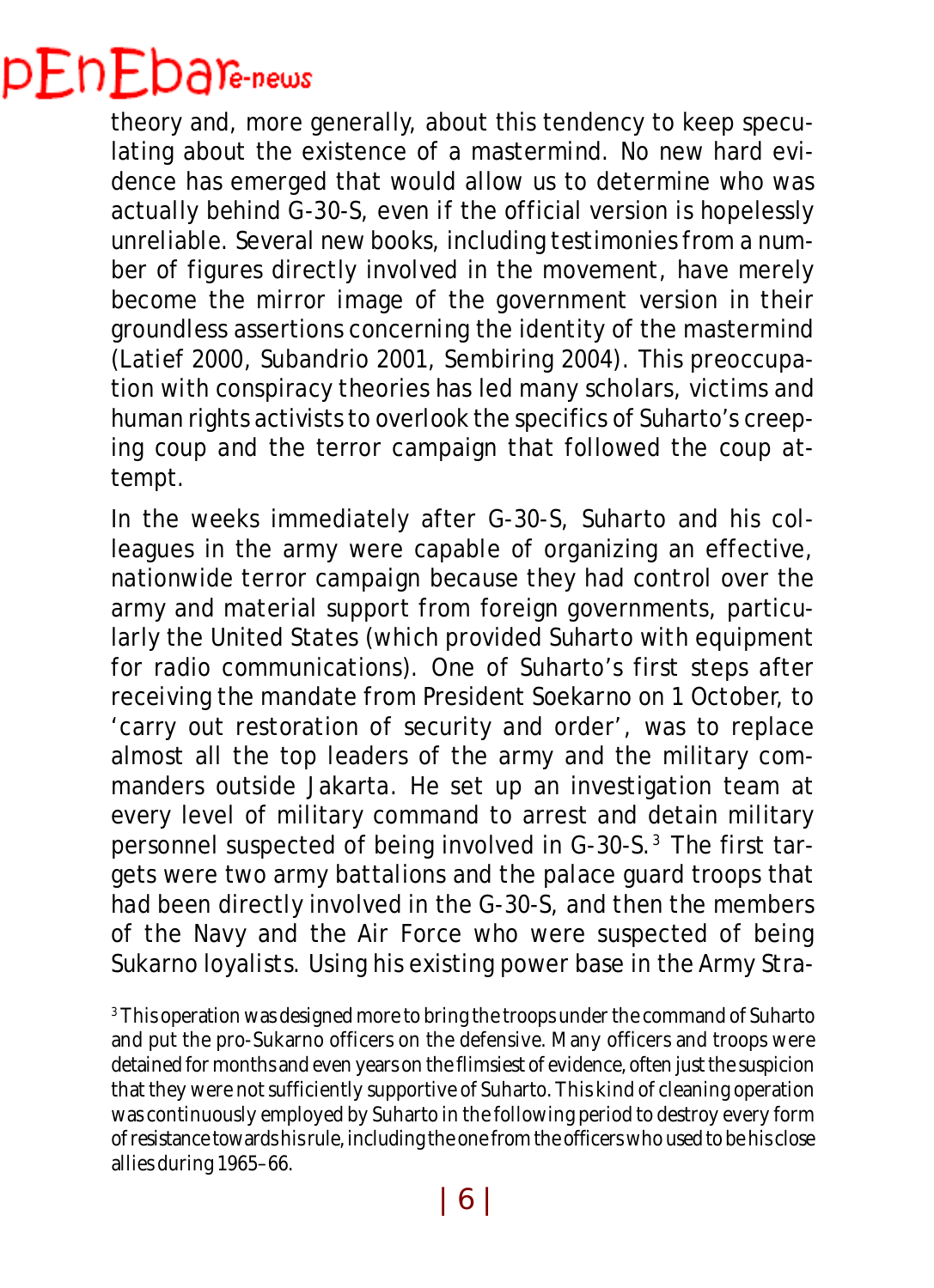theory and, more generally, about this tendency to keep speculating about the existence of a mastermind. No new hard evidence has emerged that would allow us to determine who was actually behind G-30-S, even if the official version is hopelessly unreliable. Several new books, including testimonies from a number of figures directly involved in the movement, have merely become the mirror image of the government version in their groundless assertions concerning the identity of the mastermind (Latief 2000, Subandrio 2001, Sembiring 2004). This preoccupation with conspiracy theories has led many scholars, victims and human rights activists to overlook the specifics of Suharto's creeping coup and the terror campaign that followed the coup attempt.

In the weeks immediately after G-30-S, Suharto and his colleagues in the army were capable of organizing an effective, nationwide terror campaign because they had control over the army and material support from foreign governments, particularly the United States (which provided Suharto with equipment for radio communications). One of Suharto's first steps after receiving the mandate from President Soekarno on 1 October, to 'carry out restoration of security and order', was to replace almost all the top leaders of the army and the military commanders outside Jakarta. He set up an investigation team at every level of military command to arrest and detain military personnel suspected of being involved in G-30-S.[3] The first targets were two army battalions and the palace guard troops that had been directly involved in the G-30-S, and then the members of the Navy and the Air Force who were suspected of being Sukarno loyalists. Using his existing power base in the Army Stra-

[3] This operation was designed more to bring the troops under the command of Suharto and put the pro-Sukarno officers on the defensive. Many officers and troops were detained for months and even years on the flimsiest of evidence, often just the suspicion that they were not sufficiently supportive of Suharto. This kind of cleaning operation was continuously employed by Suharto in the following period to destroy every form of resistance towards his rule, including the one from the officers who used to be his close allies during 1965–66.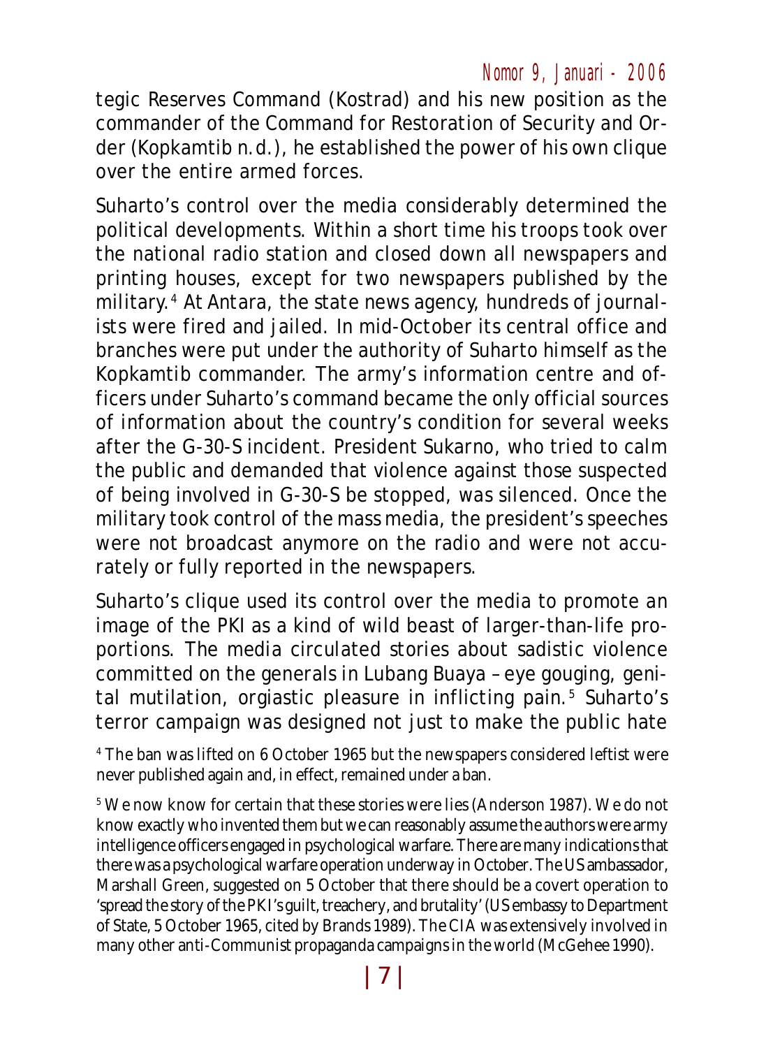tegic Reserves Command (Kostrad) and his new position as the commander of the Command for Restoration of Security and Order (Kopkamtib n.d.), he established the power of his own clique over the entire armed forces.

Suharto's control over the media considerably determined the political developments. Within a short time his troops took over the national radio station and closed down all newspapers and printing houses, except for two newspapers published by the military.[4] At Antara, the state news agency, hundreds of journalists were fired and jailed. In mid-October its central office and branches were put under the authority of Suharto himself as the Kopkamtib commander. The army's information centre and officers under Suharto's command became the only official sources of information about the country's condition for several weeks after the G-30-S incident. President Sukarno, who tried to calm the public and demanded that violence against those suspected of being involved in G-30-S be stopped, was silenced. Once the military took control of the mass media, the president's speeches were not broadcast anymore on the radio and were not accurately or fully reported in the newspapers.

Suharto's clique used its control over the media to promote an image of the PKI as a kind of wild beast of larger-than-life proportions. The media circulated stories about sadistic violence committed on the generals in Lubang Buaya – eye gouging, genital mutilation, orgiastic pleasure in inflicting pain.[5] Suharto's terror campaign was designed not just to make the public hate

[4] The ban was lifted on 6 October 1965 but the newspapers considered leftist were never published again and, in effect, remained under a ban.

[5] We now know for certain that these stories were lies (Anderson 1987). We do not know exactly who invented them but we can reasonably assume the authors were army intelligence officers engaged in psychological warfare. There are many indications that there was a psychological warfare operation underway in October. The US ambassador, Marshall Green, suggested on 5 October that there should be a covert operation to 'spread the story of the PKI's guilt, treachery, and brutality' (US embassy to Department of State, 5 October 1965, cited by Brands 1989). The CIA was extensively involved in many other anti-Communist propaganda campaigns in the world (McGehee 1990).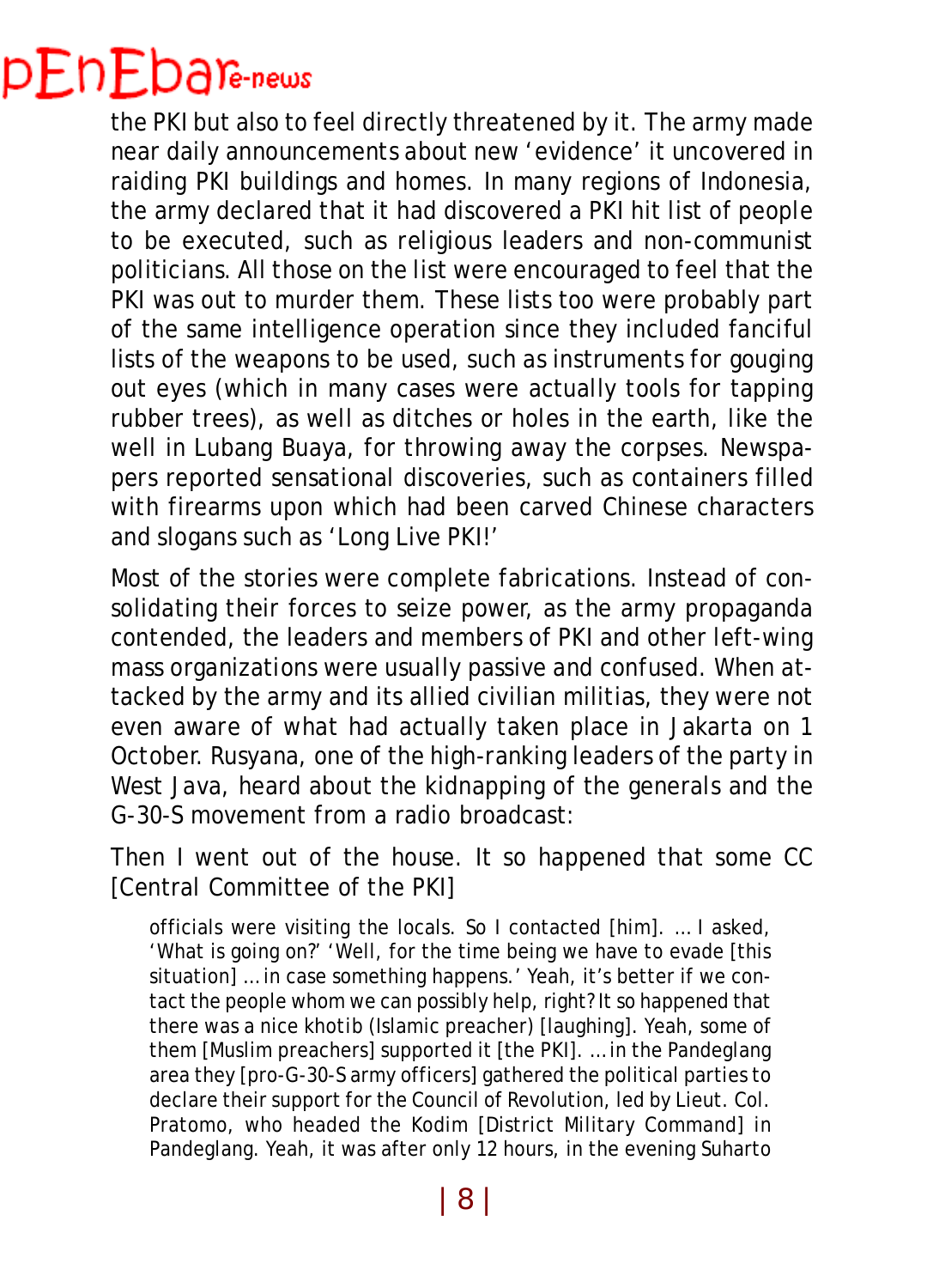the PKI but also to feel directly threatened by it. The army made near daily announcements about new 'evidence' it uncovered in raiding PKI buildings and homes. In many regions of Indonesia, the army declared that it had discovered a PKI hit list of people to be executed, such as religious leaders and non-communist politicians. All those on the list were encouraged to feel that the PKI was out to murder them. These lists too were probably part of the same intelligence operation since they included fanciful lists of the weapons to be used, such as instruments for gouging out eyes (which in many cases were actually tools for tapping rubber trees), as well as ditches or holes in the earth, like the well in Lubang Buaya, for throwing away the corpses. Newspapers reported sensational discoveries, such as containers filled with firearms upon which had been carved Chinese characters and slogans such as 'Long Live PKI!'

Most of the stories were complete fabrications. Instead of consolidating their forces to seize power, as the army propaganda contended, the leaders and members of PKI and other left-wing mass organizations were usually passive and confused. When attacked by the army and its allied civilian militias, they were not even aware of what had actually taken place in Jakarta on 1 October. Rusyana, one of the high-ranking leaders of the party in West Java, heard about the kidnapping of the generals and the G-30-S movement from a radio broadcast:

> Then I went out of the house. It so happened that some CC [Central Committee of the PKI] officials were visiting the locals. So I contacted [him]. ... I asked, 'What is going on?' 'Well, for the time being we have to evade [this situation] ... in case something happens.' Yeah, it's better if we contact the people whom we can possibly help, right? It so happened that there was a nice khotib (Islamic preacher) [laughing]. Yeah, some of them [Muslim preachers] supported it [the PKI]. ... in the Pandeglang area they [pro-G-30-S army officers] gathered the political parties to declare their support for the Council of Revolution, led by Lieut. Col. Pratomo, who headed the Kodim [District Military Command] in Pandeglang. Yeah, it was after only 12 hours, in the evening Suharto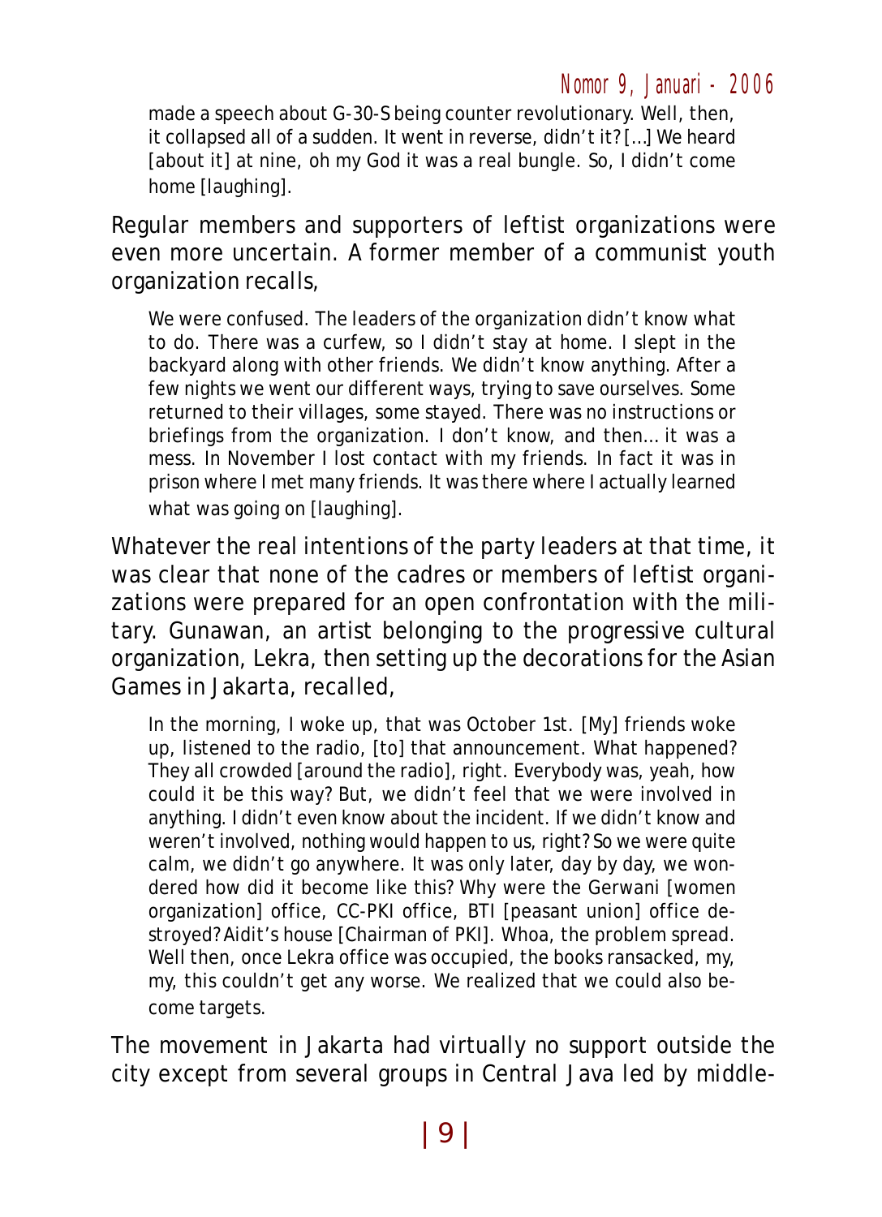> made a speech about G-30-S being counter revolutionary. Well, then, it collapsed all of a sudden. It went in reverse, didn't it? [...] We heard [about it] at nine, oh my God it was a real bungle. So, I didn't come home [laughing].

Regular members and supporters of leftist organizations were even more uncertain. A former member of a communist youth organization recalls,

> We were confused. The leaders of the organization didn't know what to do. There was a curfew, so I didn't stay at home. I slept in the backyard along with other friends. We didn't know anything. After a few nights we went our different ways, trying to save ourselves. Some returned to their villages, some stayed. There was no instructions or briefings from the organization. I don't know, and then... it was a mess. In November I lost contact with my friends. In fact it was in prison where I met many friends. It was there where I actually learned what was going on [laughing].

Whatever the real intentions of the party leaders at that time, it was clear that none of the cadres or members of leftist organizations were prepared for an open confrontation with the military. Gunawan, an artist belonging to the progressive cultural organization, Lekra, then setting up the decorations for the Asian Games in Jakarta, recalled,

> In the morning, I woke up, that was October 1st. [My] friends woke up, listened to the radio, [to] that announcement. What happened? They all crowded [around the radio], right. Everybody was, yeah, how could it be this way? But, we didn't feel that we were involved in anything. I didn't even know about the incident. If we didn't know and weren't involved, nothing would happen to us, right? So we were quite calm, we didn't go anywhere. It was only later, day by day, we wondered how did it become like this? Why were the Gerwani [women organization] office, CC-PKI office, BTI [peasant union] office destroyed? Aidit's house [Chairman of PKI]. Whoa, the problem spread. Well then, once Lekra office was occupied, the books ransacked, my, my, this couldn't get any worse. We realized that we could also become targets.

The movement in Jakarta had virtually no support outside the city except from several groups in Central Java led by middle-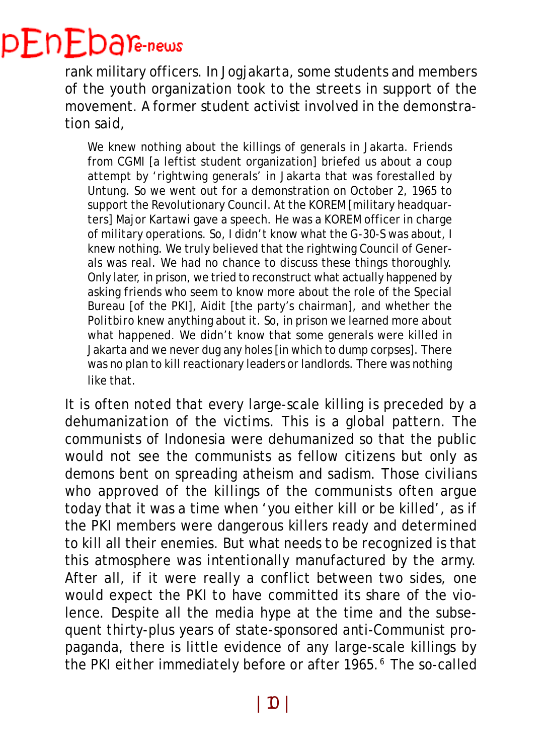rank military officers. In Jogjakarta, some students and members of the youth organization took to the streets in support of the movement. A former student activist involved in the demonstration said,

> We knew nothing about the killings of generals in Jakarta. Friends from CGMI [a leftist student organization] briefed us about a coup attempt by 'rightwing generals' in Jakarta that was forestalled by Untung. So we went out for a demonstration on October 2, 1965 to support the Revolutionary Council. At the KOREM [military headquarters] Major Kartawi gave a speech. He was a KOREM officer in charge of military operations. So, I didn't know what the G-30-S was about, I knew nothing. We truly believed that the rightwing Council of Generals was real. We had no chance to discuss these things thoroughly. Only later, in prison, we tried to reconstruct what actually happened by asking friends who seem to know more about the role of the Special Bureau [of the PKI], Aidit [the party's chairman], and whether the Politbiro knew anything about it. So, in prison we learned more about what happened. We didn't know that some generals were killed in Jakarta and we never dug any holes [in which to dump corpses]. There was no plan to kill reactionary leaders or landlords. There was nothing like that.

It is often noted that every large-scale killing is preceded by a dehumanization of the victims. This is a global pattern. The communists of Indonesia were dehumanized so that the public would not see the communists as fellow citizens but only as demons bent on spreading atheism and sadism. Those civilians who approved of the killings of the communists often argue today that it was a time when 'you either kill or be killed', as if the PKI members were dangerous killers ready and determined to kill all their enemies. But what needs to be recognized is that this atmosphere was intentionally manufactured by the army. After all, if it were really a conflict between two sides, one would expect the PKI to have committed its share of the violence. Despite all the media hype at the time and the subsequent thirty-plus years of state-sponsored anti-Communist propaganda, there is little evidence of any large-scale killings by the PKI either immediately before or after 1965.[6] The so-called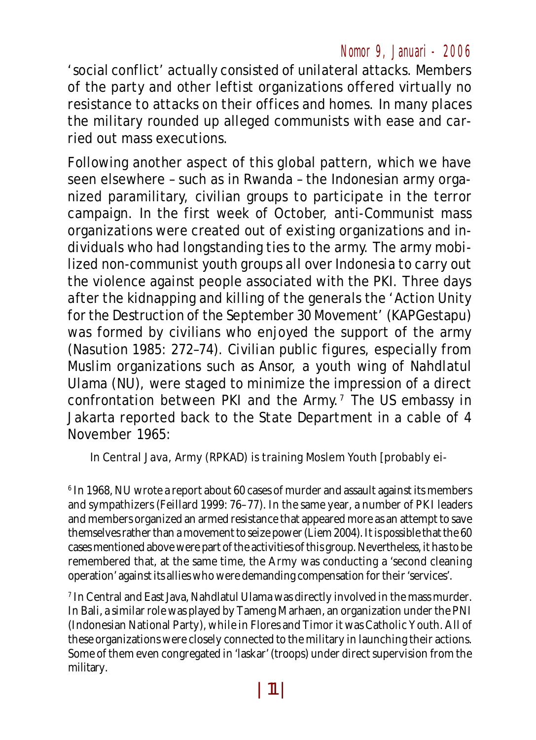'social conflict' actually consisted of unilateral attacks. Members of the party and other leftist organizations offered virtually no resistance to attacks on their offices and homes. In many places the military rounded up alleged communists with ease and carried out mass executions.

Following another aspect of this global pattern, which we have seen elsewhere – such as in Rwanda – the Indonesian army organized paramilitary, civilian groups to participate in the terror campaign. In the first week of October, anti-Communist mass organizations were created out of existing organizations and individuals who had longstanding ties to the army. The army mobilized non-communist youth groups all over Indonesia to carry out the violence against people associated with the PKI. Three days after the kidnapping and killing of the generals the 'Action Unity for the Destruction of the September 30 Movement' (KAPGestapu) was formed by civilians who enjoyed the support of the army (Nasution 1985: 272–74). Civilian public figures, especially from Muslim organizations such as Ansor, a youth wing of Nahdlatul Ulama (NU), were staged to minimize the impression of a direct confrontation between PKI and the Army.[7] The US embassy in Jakarta reported back to the State Department in a cable of 4 November 1965:

> In Central Java, Army (RPKAD) is training Moslem Youth [probably ei-

[6] In 1968, NU wrote a report about 60 cases of murder and assault against its members and sympathizers (Feillard 1999: 76–77). In the same year, a number of PKI leaders and members organized an armed resistance that appeared more as an attempt to save themselves rather than a movement to seize power (Liem 2004). It is possible that the 60 cases mentioned above were part of the activities of this group. Nevertheless, it has to be remembered that, at the same time, the Army was conducting a 'second cleaning operation' against its allies who were demanding compensation for their 'services'.

[7] In Central and East Java, Nahdlatul Ulama was directly involved in the mass murder. In Bali, a similar role was played by Tameng Marhaen, an organization under the PNI (Indonesian National Party), while in Flores and Timor it was Catholic Youth. All of these organizations were closely connected to the military in launching their actions. Some of them even congregated in 'laskar' (troops) under direct supervision from the military.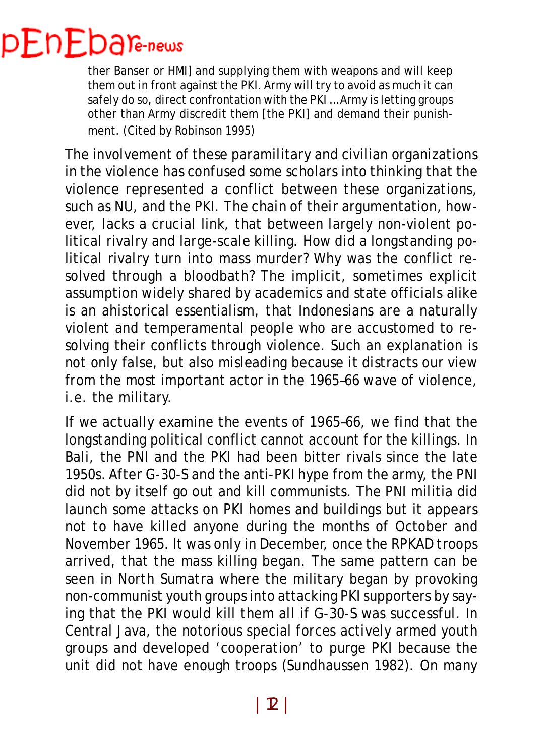> ther Banser or HMI] and supplying them with weapons and will keep them out in front against the PKI. Army will try to avoid as much it can safely do so, direct confrontation with the PKI ...Army is letting groups other than Army discredit them [the PKI] and demand their punishment. (Cited by Robinson 1995)

The involvement of these paramilitary and civilian organizations in the violence has confused some scholars into thinking that the violence represented a conflict between these organizations, such as NU, and the PKI. The chain of their argumentation, however, lacks a crucial link, that between largely non-violent political rivalry and large-scale killing. How did a longstanding political rivalry turn into mass murder? Why was the conflict resolved through a bloodbath? The implicit, sometimes explicit assumption widely shared by academics and state officials alike is an ahistorical essentialism, that Indonesians are a naturally violent and temperamental people who are accustomed to resolving their conflicts through violence. Such an explanation is not only false, but also misleading because it distracts our view from the most important actor in the 1965–66 wave of violence, i.e. the military.

If we actually examine the events of 1965–66, we find that the longstanding political conflict cannot account for the killings. In Bali, the PNI and the PKI had been bitter rivals since the late 1950s. After G-30-S and the anti-PKI hype from the army, the PNI did not by itself go out and kill communists. The PNI militia did launch some attacks on PKI homes and buildings but it appears not to have killed anyone during the months of October and November 1965. It was only in December, once the RPKAD troops arrived, that the mass killing began. The same pattern can be seen in North Sumatra where the military began by provoking non-communist youth groups into attacking PKI supporters by saying that the PKI would kill them all if G-30-S was successful. In Central Java, the notorious special forces actively armed youth groups and developed 'cooperation' to purge PKI because the unit did not have enough troops (Sundhaussen 1982). On many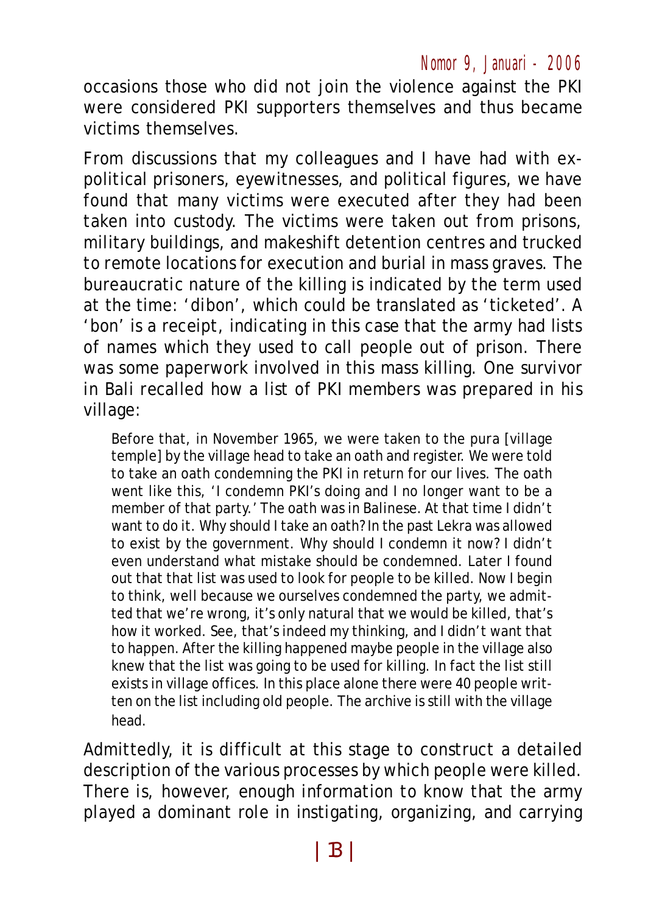occasions those who did not join the violence against the PKI were considered PKI supporters themselves and thus became victims themselves.

From discussions that my colleagues and I have had with ex-political prisoners, eyewitnesses, and political figures, we have found that many victims were executed after they had been taken into custody. The victims were taken out from prisons, military buildings, and makeshift detention centres and trucked to remote locations for execution and burial in mass graves. The bureaucratic nature of the killing is indicated by the term used at the time: 'dibon', which could be translated as 'ticketed'. A 'bon' is a receipt, indicating in this case that the army had lists of names which they used to call people out of prison. There was some paperwork involved in this mass killing. One survivor in Bali recalled how a list of PKI members was prepared in his village:

> Before that, in November 1965, we were taken to the pura [village temple] by the village head to take an oath and register. We were told to take an oath condemning the PKI in return for our lives. The oath went like this, 'I condemn PKI's doing and I no longer want to be a member of that party.' The oath was in Balinese. At that time I didn't want to do it. Why should I take an oath? In the past Lekra was allowed to exist by the government. Why should I condemn it now? I didn't even understand what mistake should be condemned. Later I found out that that list was used to look for people to be killed. Now I begin to think, well because we ourselves condemned the party, we admitted that we're wrong, it's only natural that we would be killed, that's how it worked. See, that's indeed my thinking, and I didn't want that to happen. After the killing happened maybe people in the village also knew that the list was going to be used for killing. In fact the list still exists in village offices. In this place alone there were 40 people written on the list including old people. The archive is still with the village head.

Admittedly, it is difficult at this stage to construct a detailed description of the various processes by which people were killed. There is, however, enough information to know that the army played a dominant role in instigating, organizing, and carrying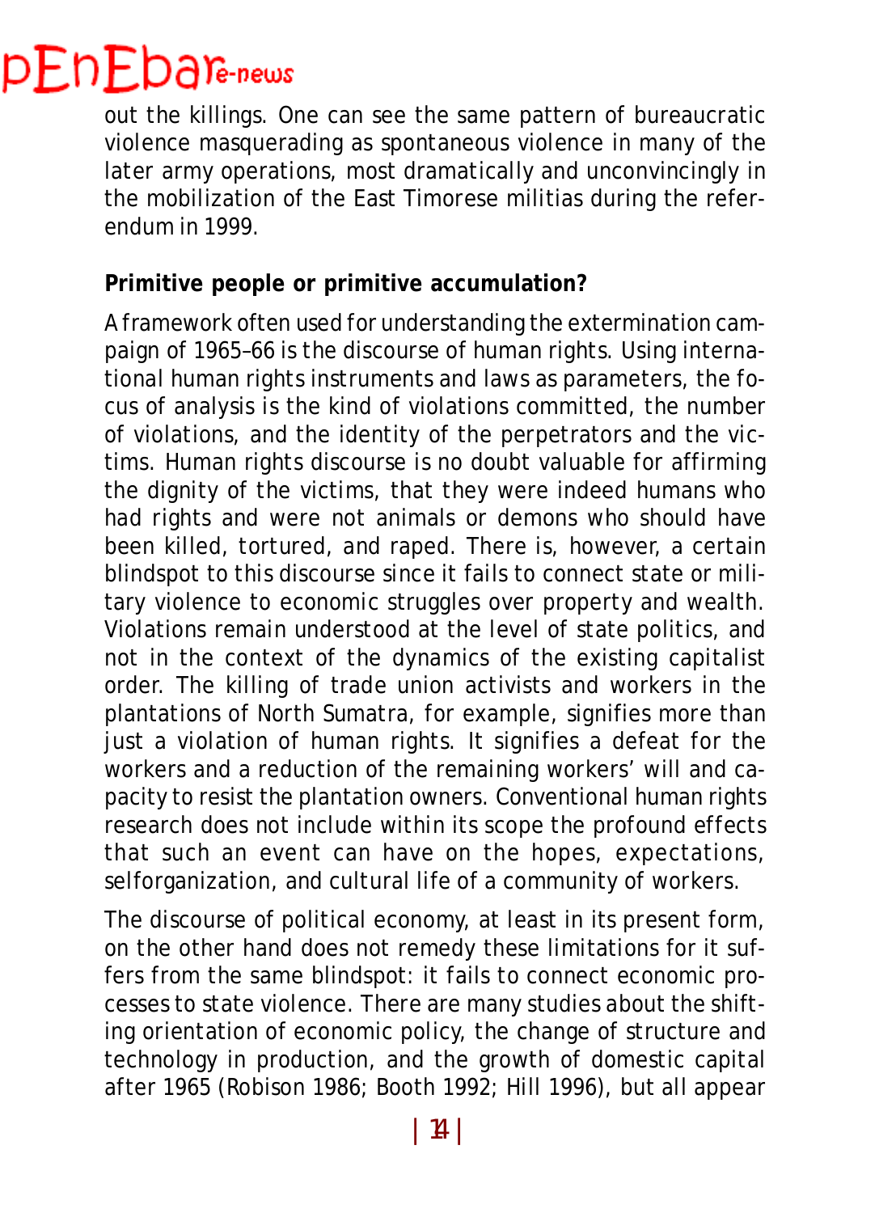out the killings. One can see the same pattern of bureaucratic violence masquerading as spontaneous violence in many of the later army operations, most dramatically and unconvincingly in the mobilization of the East Timorese militias during the referendum in 1999.

**Primitive people or primitive accumulation?**

A framework often used for understanding the extermination campaign of 1965–66 is the discourse of human rights. Using international human rights instruments and laws as parameters, the focus of analysis is the kind of violations committed, the number of violations, and the identity of the perpetrators and the victims. Human rights discourse is no doubt valuable for affirming the dignity of the victims, that they were indeed humans who had rights and were not animals or demons who should have been killed, tortured, and raped. There is, however, a certain blindspot to this discourse since it fails to connect state or military violence to economic struggles over property and wealth. Violations remain understood at the level of state politics, and not in the context of the dynamics of the existing capitalist order. The killing of trade union activists and workers in the plantations of North Sumatra, for example, signifies more than just a violation of human rights. It signifies a defeat for the workers and a reduction of the remaining workers' will and capacity to resist the plantation owners. Conventional human rights research does not include within its scope the profound effects that such an event can have on the hopes, expectations, selforganization, and cultural life of a community of workers.

The discourse of political economy, at least in its present form, on the other hand does not remedy these limitations for it suffers from the same blindspot: it fails to connect economic processes to state violence. There are many studies about the shifting orientation of economic policy, the change of structure and technology in production, and the growth of domestic capital after 1965 (Robison 1986; Booth 1992; Hill 1996), but all appear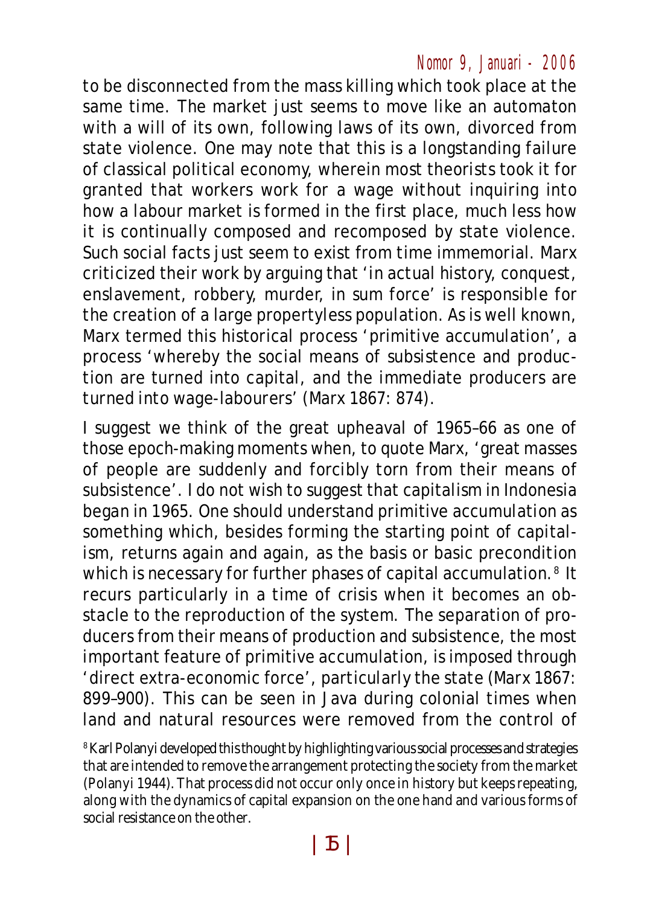to be disconnected from the mass killing which took place at the same time. The market just seems to move like an automaton with a will of its own, following laws of its own, divorced from state violence. One may note that this is a longstanding failure of classical political economy, wherein most theorists took it for granted that workers work for a wage without inquiring into how a labour market is formed in the first place, much less how it is continually composed and recomposed by state violence. Such social facts just seem to exist from time immemorial. Marx criticized their work by arguing that 'in actual history, conquest, enslavement, robbery, murder, in sum force' is responsible for the creation of a large propertyless population. As is well known, Marx termed this historical process 'primitive accumulation', a process 'whereby the social means of subsistence and production are turned into capital, and the immediate producers are turned into wage-labourers' (Marx 1867: 874).

I suggest we think of the great upheaval of 1965–66 as one of those epoch-making moments when, to quote Marx, 'great masses of people are suddenly and forcibly torn from their means of subsistence'. I do not wish to suggest that capitalism in Indonesia began in 1965. One should understand primitive accumulation as something which, besides forming the starting point of capitalism, returns again and again, as the basis or basic precondition which is necessary for further phases of capital accumulation.[8] It recurs particularly in a time of crisis when it becomes an obstacle to the reproduction of the system. The separation of producers from their means of production and subsistence, the most important feature of primitive accumulation, is imposed through 'direct extra-economic force', particularly the state (Marx 1867: 899–900). This can be seen in Java during colonial times when land and natural resources were removed from the control of

[8] Karl Polanyi developed this thought by highlighting various social processes and strategies that are intended to remove the arrangement protecting the society from the market (Polanyi 1944). That process did not occur only once in history but keeps repeating, along with the dynamics of capital expansion on the one hand and various forms of social resistance on the other.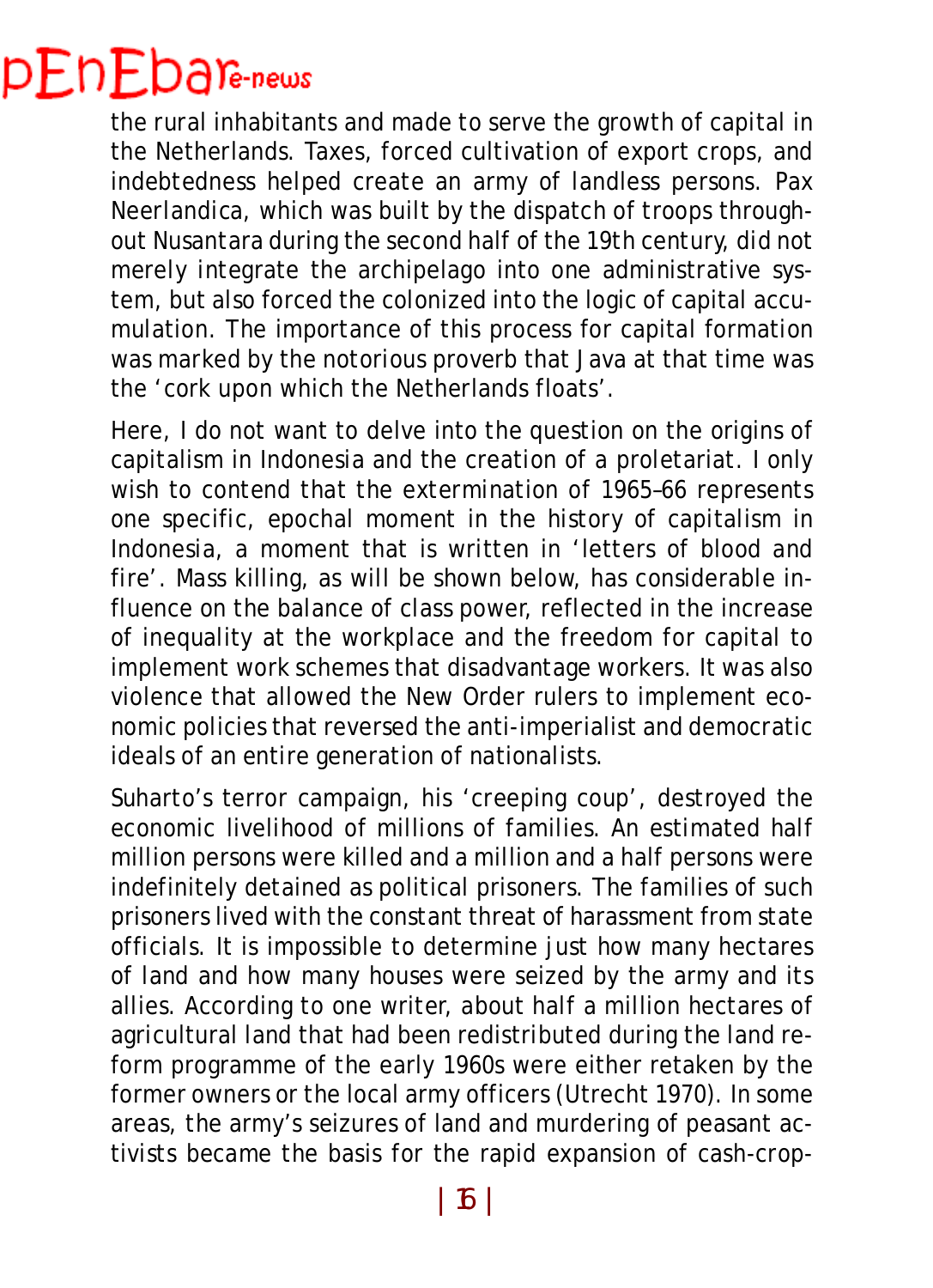the rural inhabitants and made to serve the growth of capital in the Netherlands. Taxes, forced cultivation of export crops, and indebtedness helped create an army of landless persons. Pax Neerlandica, which was built by the dispatch of troops throughout Nusantara during the second half of the 19th century, did not merely integrate the archipelago into one administrative system, but also forced the colonized into the logic of capital accumulation. The importance of this process for capital formation was marked by the notorious proverb that Java at that time was the 'cork upon which the Netherlands floats'.

Here, I do not want to delve into the question on the origins of capitalism in Indonesia and the creation of a proletariat. I only wish to contend that the extermination of 1965–66 represents one specific, epochal moment in the history of capitalism in Indonesia, a moment that is written in 'letters of blood and fire'. Mass killing, as will be shown below, has considerable influence on the balance of class power, reflected in the increase of inequality at the workplace and the freedom for capital to implement work schemes that disadvantage workers. It was also violence that allowed the New Order rulers to implement economic policies that reversed the anti-imperialist and democratic ideals of an entire generation of nationalists.

Suharto's terror campaign, his 'creeping coup', destroyed the economic livelihood of millions of families. An estimated half million persons were killed and a million and a half persons were indefinitely detained as political prisoners. The families of such prisoners lived with the constant threat of harassment from state officials. It is impossible to determine just how many hectares of land and how many houses were seized by the army and its allies. According to one writer, about half a million hectares of agricultural land that had been redistributed during the land reform programme of the early 1960s were either retaken by the former owners or the local army officers (Utrecht 1970). In some areas, the army's seizures of land and murdering of peasant activists became the basis for the rapid expansion of cash-crop-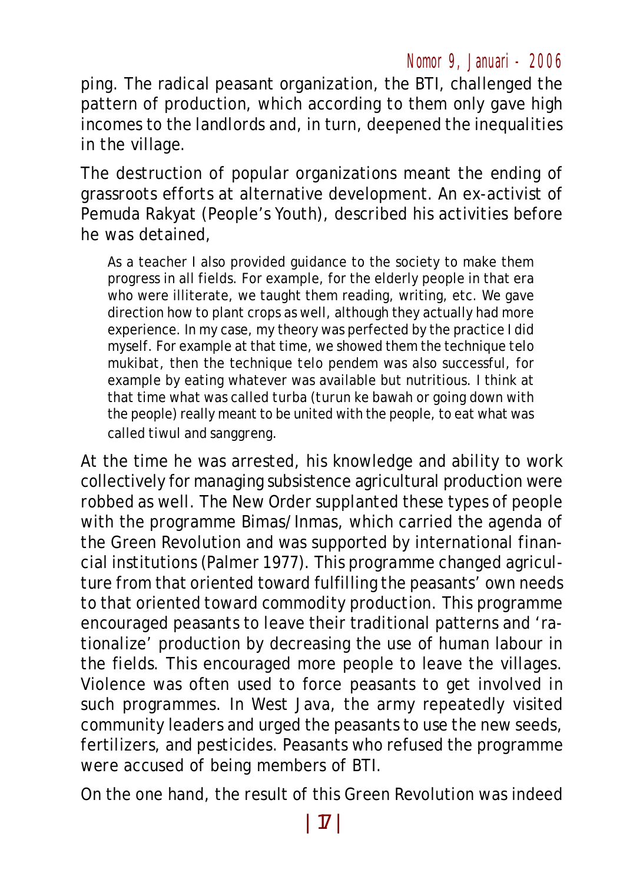ping. The radical peasant organization, the BTI, challenged the pattern of production, which according to them only gave high incomes to the landlords and, in turn, deepened the inequalities in the village.

The destruction of popular organizations meant the ending of grassroots efforts at alternative development. An ex-activist of Pemuda Rakyat (People's Youth), described his activities before he was detained,

> As a teacher I also provided guidance to the society to make them progress in all fields. For example, for the elderly people in that era who were illiterate, we taught them reading, writing, etc. We gave direction how to plant crops as well, although they actually had more experience. In my case, my theory was perfected by the practice I did myself. For example at that time, we showed them the technique *telo mukibat*, then the technique *telo pendem* was also successful, for example by eating whatever was available but nutritious. I think at that time what was called *turba* (*turun ke bawah* or going down with the people) really meant to be united with the people, to eat what was called *tiwul* and *sanggreng*.

At the time he was arrested, his knowledge and ability to work collectively for managing subsistence agricultural production were robbed as well. The New Order supplanted these types of people with the programme Bimas/Inmas, which carried the agenda of the Green Revolution and was supported by international financial institutions (Palmer 1977). This programme changed agriculture from that oriented toward fulfilling the peasants' own needs to that oriented toward commodity production. This programme encouraged peasants to leave their traditional patterns and 'rationalize' production by decreasing the use of human labour in the fields. This encouraged more people to leave the villages. Violence was often used to force peasants to get involved in such programmes. In West Java, the army repeatedly visited community leaders and urged the peasants to use the new seeds, fertilizers, and pesticides. Peasants who refused the programme were accused of being members of BTI.

On the one hand, the result of this Green Revolution was indeed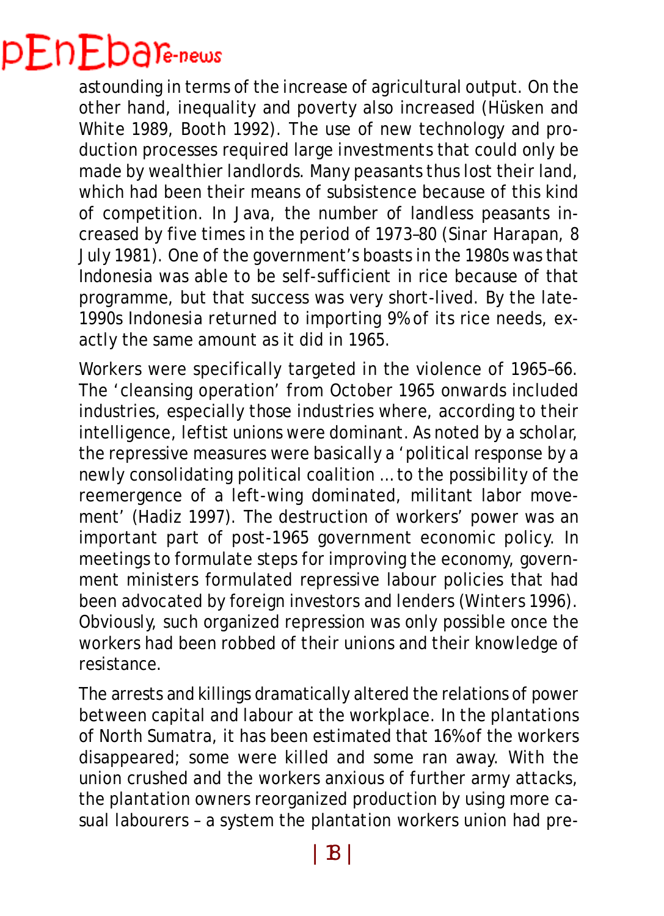astounding in terms of the increase of agricultural output. On the other hand, inequality and poverty also increased (Hüsken and White 1989, Booth 1992). The use of new technology and production processes required large investments that could only be made by wealthier landlords. Many peasants thus lost their land, which had been their means of subsistence because of this kind of competition. In Java, the number of landless peasants increased by five times in the period of 1973–80 (Sinar Harapan, 8 July 1981). One of the government's boasts in the 1980s was that Indonesia was able to be self-sufficient in rice because of that programme, but that success was very short-lived. By the late-1990s Indonesia returned to importing 9% of its rice needs, exactly the same amount as it did in 1965.

Workers were specifically targeted in the violence of 1965–66. The 'cleansing operation' from October 1965 onwards included industries, especially those industries where, according to their intelligence, leftist unions were dominant. As noted by a scholar, the repressive measures were basically a 'political response by a newly consolidating political coalition ... to the possibility of the reemergence of a left-wing dominated, militant labor movement' (Hadiz 1997). The destruction of workers' power was an important part of post-1965 government economic policy. In meetings to formulate steps for improving the economy, government ministers formulated repressive labour policies that had been advocated by foreign investors and lenders (Winters 1996). Obviously, such organized repression was only possible once the workers had been robbed of their unions and their knowledge of resistance.

The arrests and killings dramatically altered the relations of power between capital and labour at the workplace. In the plantations of North Sumatra, it has been estimated that 16% of the workers disappeared; some were killed and some ran away. With the union crushed and the workers anxious of further army attacks, the plantation owners reorganized production by using more casual labourers – a system the plantation workers union had pre-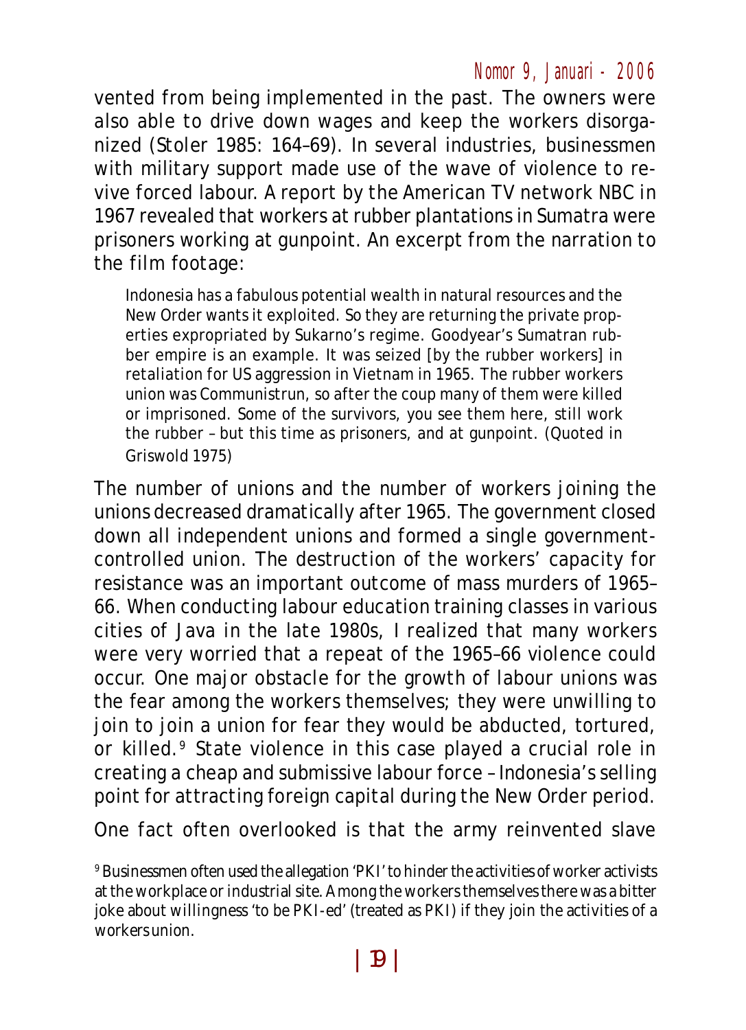vented from being implemented in the past. The owners were also able to drive down wages and keep the workers disorganized (Stoler 1985: 164–69). In several industries, businessmen with military support made use of the wave of violence to revive forced labour. A report by the American TV network NBC in 1967 revealed that workers at rubber plantations in Sumatra were prisoners working at gunpoint. An excerpt from the narration to the film footage:

> Indonesia has a fabulous potential wealth in natural resources and the New Order wants it exploited. So they are returning the private properties expropriated by Sukarno's regime. Goodyear's Sumatran rubber empire is an example. It was seized [by the rubber workers] in retaliation for US aggression in Vietnam in 1965. The rubber workers union was Communistrun, so after the coup many of them were killed or imprisoned. Some of the survivors, you see them here, still work the rubber – but this time as prisoners, and at gunpoint. (Quoted in Griswold 1975)

The number of unions and the number of workers joining the unions decreased dramatically after 1965. The government closed down all independent unions and formed a single government-controlled union. The destruction of the workers' capacity for resistance was an important outcome of mass murders of 1965–66. When conducting labour education training classes in various cities of Java in the late 1980s, I realized that many workers were very worried that a repeat of the 1965–66 violence could occur. One major obstacle for the growth of labour unions was the fear among the workers themselves; they were unwilling to join to join a union for fear they would be abducted, tortured, or killed.[9] State violence in this case played a crucial role in creating a cheap and submissive labour force – Indonesia's selling point for attracting foreign capital during the New Order period.

One fact often overlooked is that the army reinvented slave

[9] Businessmen often used the allegation 'PKI' to hinder the activities of worker activists at the workplace or industrial site. Among the workers themselves there was a bitter joke about willingness 'to be PKI-ed' (treated as PKI) if they join the activities of a workers union.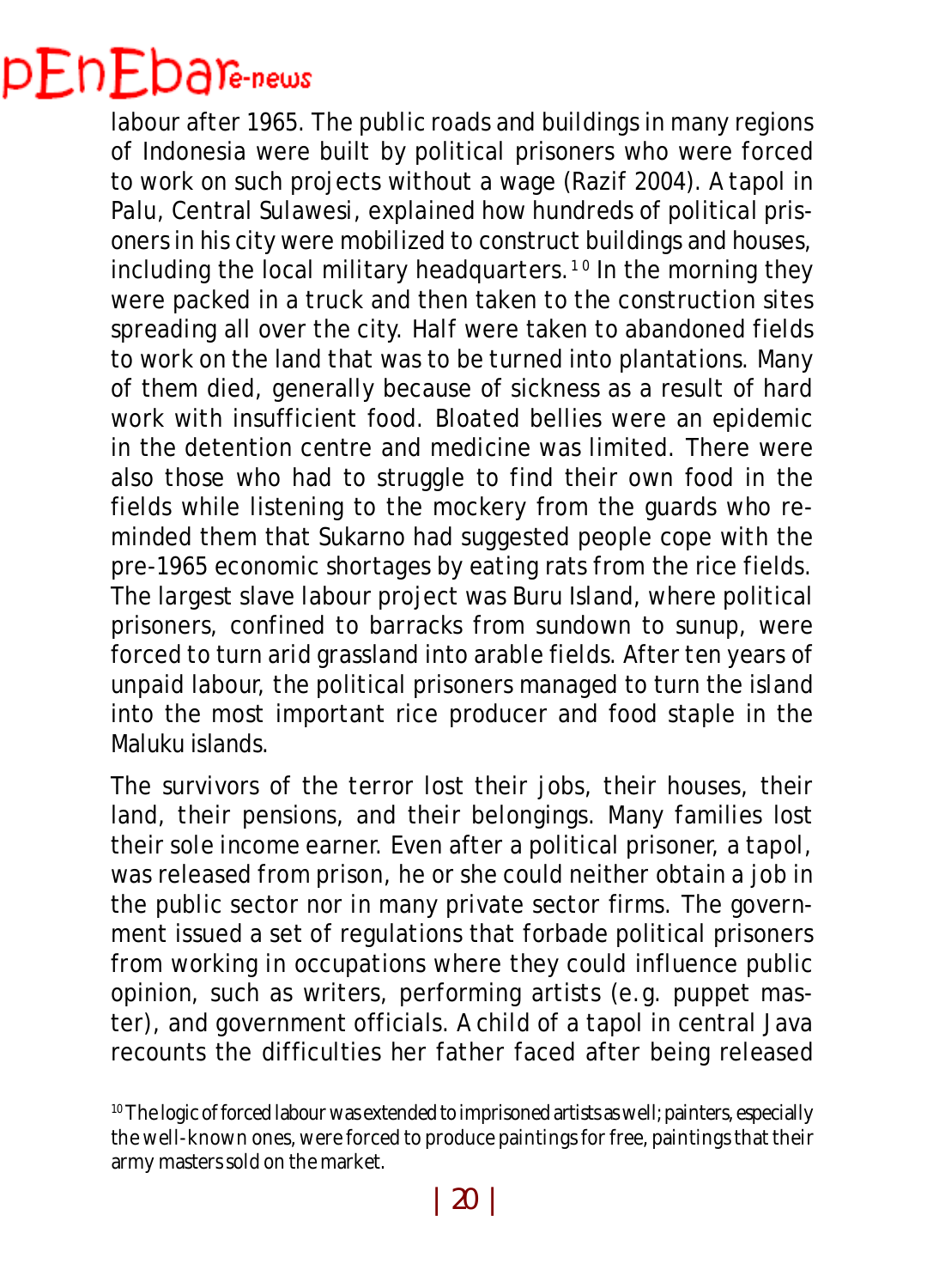labour after 1965. The public roads and buildings in many regions of Indonesia were built by political prisoners who were forced to work on such projects without a wage (Razif 2004). A tapol in Palu, Central Sulawesi, explained how hundreds of political prisoners in his city were mobilized to construct buildings and houses, including the local military headquarters.[10] In the morning they were packed in a truck and then taken to the construction sites spreading all over the city. Half were taken to abandoned fields to work on the land that was to be turned into plantations. Many of them died, generally because of sickness as a result of hard work with insufficient food. Bloated bellies were an epidemic in the detention centre and medicine was limited. There were also those who had to struggle to find their own food in the fields while listening to the mockery from the guards who reminded them that Sukarno had suggested people cope with the pre-1965 economic shortages by eating rats from the rice fields. The largest slave labour project was Buru Island, where political prisoners, confined to barracks from sundown to sunup, were forced to turn arid grassland into arable fields. After ten years of unpaid labour, the political prisoners managed to turn the island into the most important rice producer and food staple in the Maluku islands.

The survivors of the terror lost their jobs, their houses, their land, their pensions, and their belongings. Many families lost their sole income earner. Even after a political prisoner, a tapol, was released from prison, he or she could neither obtain a job in the public sector nor in many private sector firms. The government issued a set of regulations that forbade political prisoners from working in occupations where they could influence public opinion, such as writers, performing artists (e.g. puppet master), and government officials. A child of a tapol in central Java recounts the difficulties her father faced after being released

[10] The logic of forced labour was extended to imprisoned artists as well; painters, especially the well-known ones, were forced to produce paintings for free, paintings that their army masters sold on the market.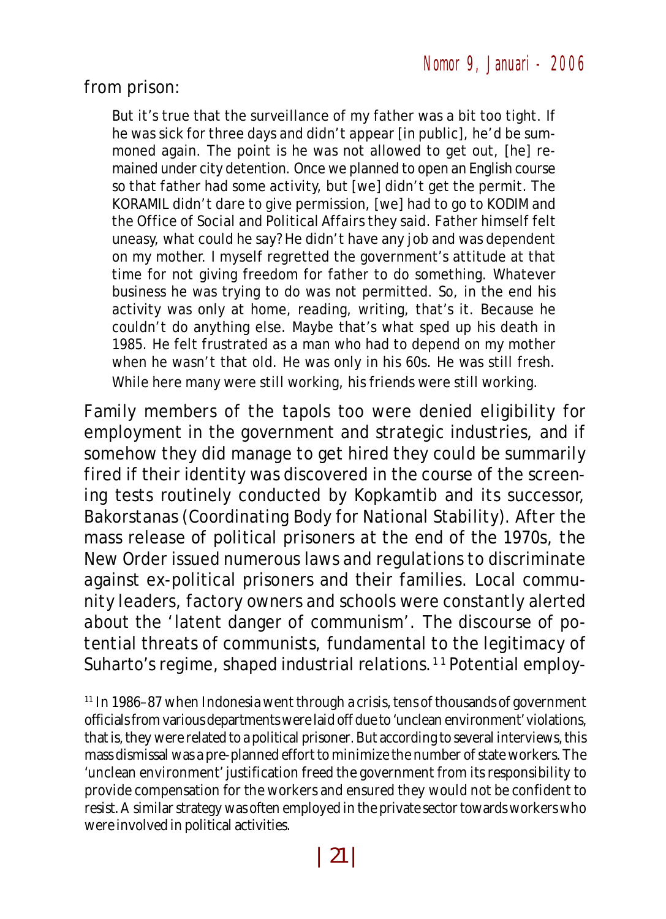from prison:

> But it's true that the surveillance of my father was a bit too tight. If he was sick for three days and didn't appear [in public], he'd be summoned again. The point is he was not allowed to get out, [he] remained under city detention. Once we planned to open an English course so that father had some activity, but [we] didn't get the permit. The KORAMIL didn't dare to give permission, [we] had to go to KODIM and the Office of Social and Political Affairs they said. Father himself felt uneasy, what could he say? He didn't have any job and was dependent on my mother. I myself regretted the government's attitude at that time for not giving freedom for father to do something. Whatever business he was trying to do was not permitted. So, in the end his activity was only at home, reading, writing, that's it. Because he couldn't do anything else. Maybe that's what sped up his death in 1985. He felt frustrated as a man who had to depend on my mother when he wasn't that old. He was only in his 60s. He was still fresh. While here many were still working, his friends were still working.

Family members of the tapols too were denied eligibility for employment in the government and strategic industries, and if somehow they did manage to get hired they could be summarily fired if their identity was discovered in the course of the screening tests routinely conducted by Kopkamtib and its successor, Bakorstanas (Coordinating Body for National Stability). After the mass release of political prisoners at the end of the 1970s, the New Order issued numerous laws and regulations to discriminate against ex-political prisoners and their families. Local community leaders, factory owners and schools were constantly alerted about the 'latent danger of communism'. The discourse of potential threats of communists, fundamental to the legitimacy of Suharto's regime, shaped industrial relations.[11] Potential employ-

[11] In 1986–87 when Indonesia went through a crisis, tens of thousands of government officials from various departments were laid off due to 'unclean environment' violations, that is, they were related to a political prisoner. But according to several interviews, this mass dismissal was a pre-planned effort to minimize the number of state workers. The 'unclean environment' justification freed the government from its responsibility to provide compensation for the workers and ensured they would not be confident to resist. A similar strategy was often employed in the private sector towards workers who were involved in political activities.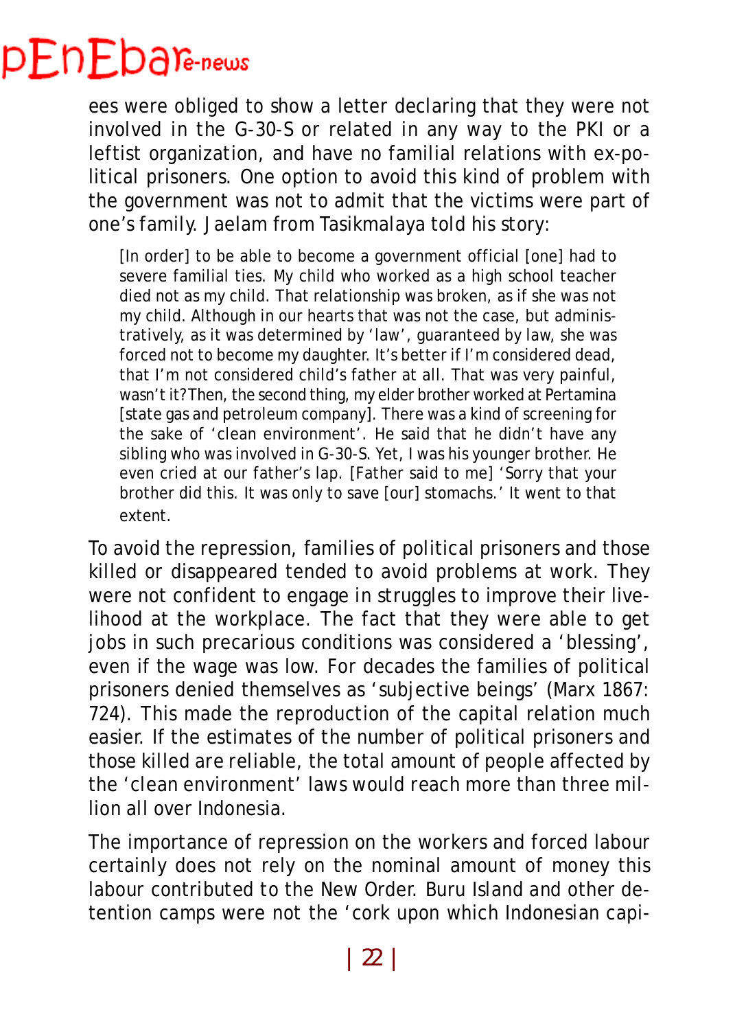ees were obliged to show a letter declaring that they were not involved in the G-30-S or related in any way to the PKI or a leftist organization, and have no familial relations with ex-political prisoners. One option to avoid this kind of problem with the government was not to admit that the victims were part of one's family. Jaelam from Tasikmalaya told his story:

> [In order] to be able to become a government official [one] had to severe familial ties. My child who worked as a high school teacher died not as my child. That relationship was broken, as if she was not my child. Although in our hearts that was not the case, but administratively, as it was determined by 'law', guaranteed by law, she was forced not to become my daughter. It's better if I'm considered dead, that I'm not considered child's father at all. That was very painful, wasn't it? Then, the second thing, my elder brother worked at Pertamina [state gas and petroleum company]. There was a kind of screening for the sake of 'clean environment'. He said that he didn't have any sibling who was involved in G-30-S. Yet, I was his younger brother. He even cried at our father's lap. [Father said to me] 'Sorry that your brother did this. It was only to save [our] stomachs.' It went to that extent.

To avoid the repression, families of political prisoners and those killed or disappeared tended to avoid problems at work. They were not confident to engage in struggles to improve their livelihood at the workplace. The fact that they were able to get jobs in such precarious conditions was considered a 'blessing', even if the wage was low. For decades the families of political prisoners denied themselves as 'subjective beings' (Marx 1867: 724). This made the reproduction of the capital relation much easier. If the estimates of the number of political prisoners and those killed are reliable, the total amount of people affected by the 'clean environment' laws would reach more than three million all over Indonesia.

The importance of repression on the workers and forced labour certainly does not rely on the nominal amount of money this labour contributed to the New Order. Buru Island and other detention camps were not the 'cork upon which Indonesian capi-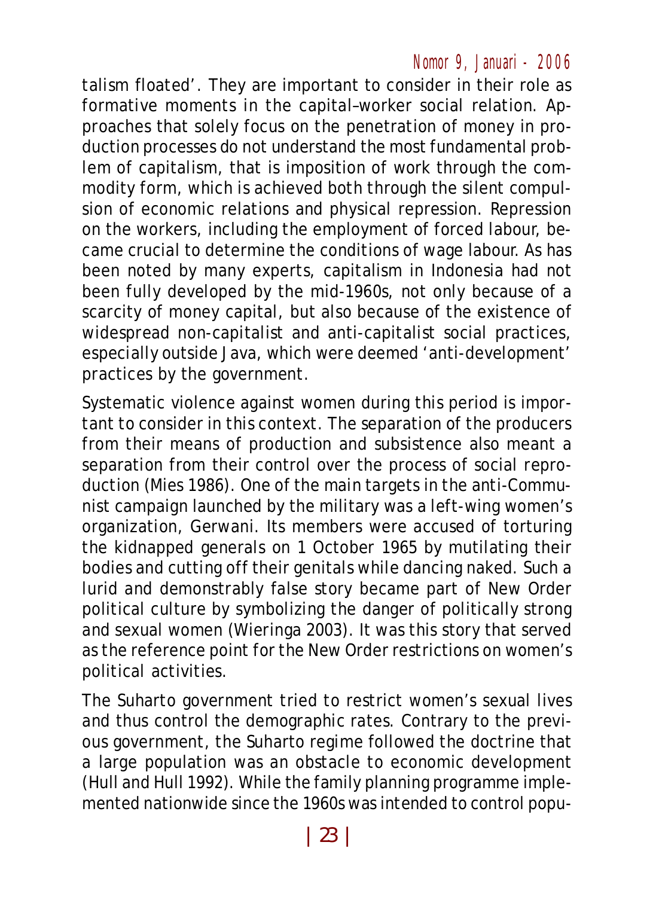talism floated'. They are important to consider in their role as formative moments in the capital–worker social relation. Approaches that solely focus on the penetration of money in production processes do not understand the most fundamental problem of capitalism, that is imposition of work through the commodity form, which is achieved both through the silent compulsion of economic relations and physical repression. Repression on the workers, including the employment of forced labour, became crucial to determine the conditions of wage labour. As has been noted by many experts, capitalism in Indonesia had not been fully developed by the mid-1960s, not only because of a scarcity of money capital, but also because of the existence of widespread non-capitalist and anti-capitalist social practices, especially outside Java, which were deemed 'anti-development' practices by the government.

Systematic violence against women during this period is important to consider in this context. The separation of the producers from their means of production and subsistence also meant a separation from their control over the process of social reproduction (Mies 1986). One of the main targets in the anti-Communist campaign launched by the military was a left-wing women's organization, Gerwani. Its members were accused of torturing the kidnapped generals on 1 October 1965 by mutilating their bodies and cutting off their genitals while dancing naked. Such a lurid and demonstrably false story became part of New Order political culture by symbolizing the danger of politically strong and sexual women (Wieringa 2003). It was this story that served as the reference point for the New Order restrictions on women's political activities.

The Suharto government tried to restrict women's sexual lives and thus control the demographic rates. Contrary to the previous government, the Suharto regime followed the doctrine that a large population was an obstacle to economic development (Hull and Hull 1992). While the family planning programme implemented nationwide since the 1960s was intended to control popu-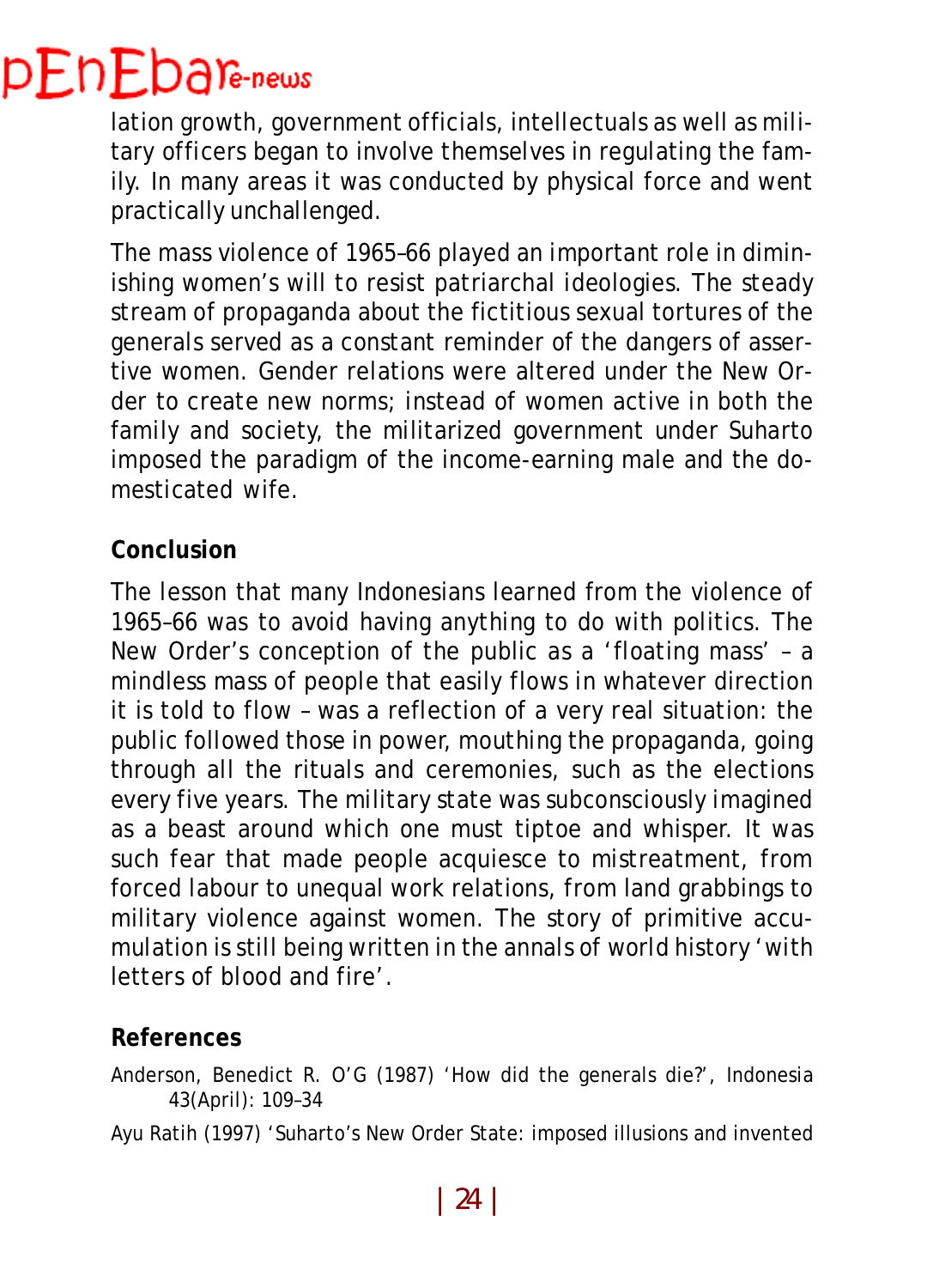lation growth, government officials, intellectuals as well as military officers began to involve themselves in regulating the family. In many areas it was conducted by physical force and went practically unchallenged.

The mass violence of 1965–66 played an important role in diminishing women's will to resist patriarchal ideologies. The steady stream of propaganda about the fictitious sexual tortures of the generals served as a constant reminder of the dangers of assertive women. Gender relations were altered under the New Order to create new norms; instead of women active in both the family and society, the militarized government under Suharto imposed the paradigm of the income-earning male and the domesticated wife.

## Conclusion

The lesson that many Indonesians learned from the violence of 1965–66 was to avoid having anything to do with politics. The New Order's conception of the public as a 'floating mass' – a mindless mass of people that easily flows in whatever direction it is told to flow – was a reflection of a very real situation: the public followed those in power, mouthing the propaganda, going through all the rituals and ceremonies, such as the elections every five years. The military state was subconsciously imagined as a beast around which one must tiptoe and whisper. It was such fear that made people acquiesce to mistreatment, from forced labour to unequal work relations, from land grabbings to military violence against women. The story of primitive accumulation is still being written in the annals of world history 'with letters of blood and fire'.

## References

Anderson, Benedict R. O'G (1987) 'How did the generals die?', Indonesia 43(April): 109–34

Ayu Ratih (1997) 'Suharto's New Order State: imposed illusions and invented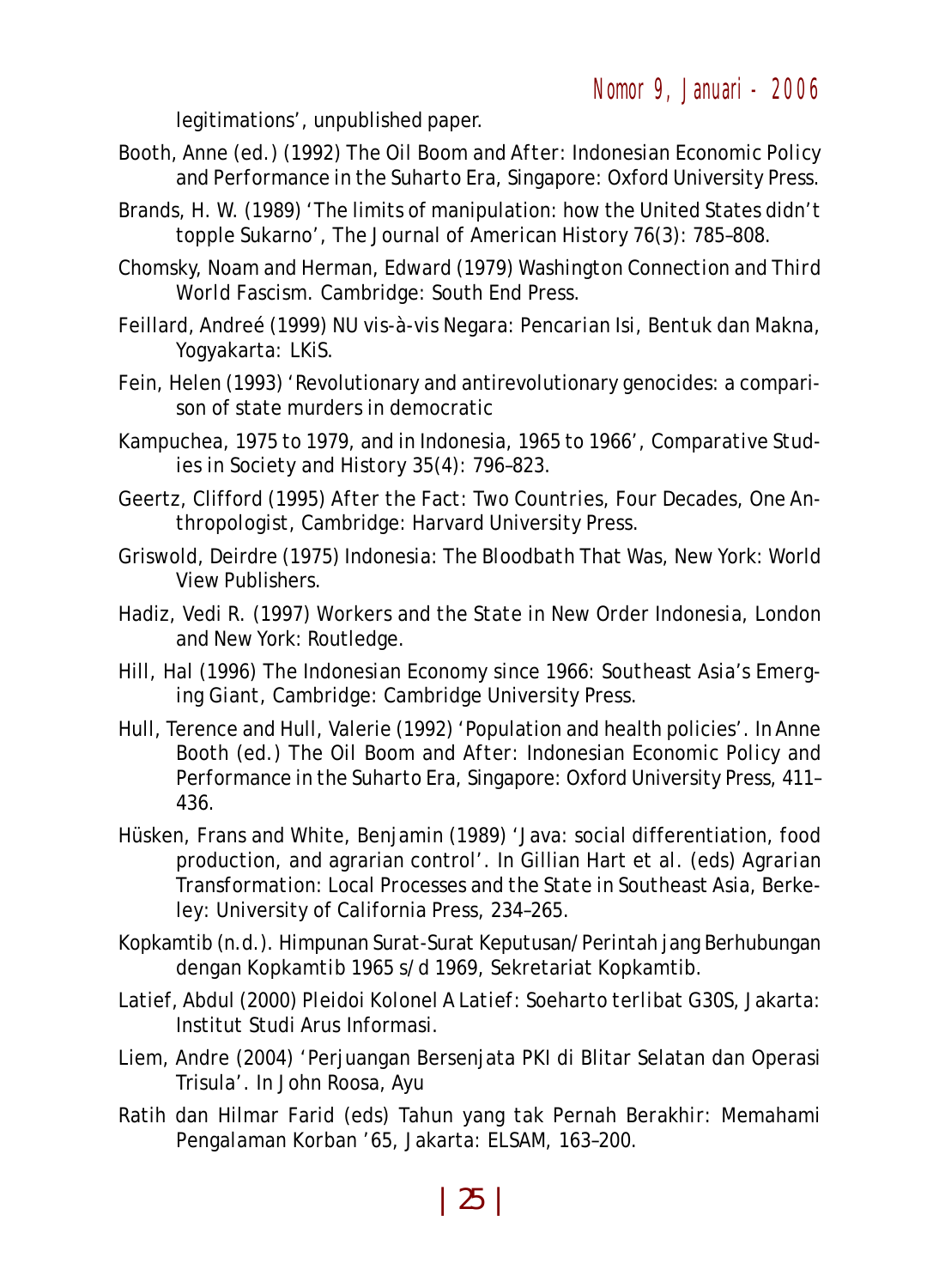legitimations', unpublished paper.

Booth, Anne (ed.) (1992) The Oil Boom and After: Indonesian Economic Policy and Performance in the Suharto Era, Singapore: Oxford University Press.

Brands, H. W. (1989) 'The limits of manipulation: how the United States didn't topple Sukarno', The Journal of American History 76(3): 785–808.

Chomsky, Noam and Herman, Edward (1979) Washington Connection and Third World Fascism. Cambridge: South End Press.

Feillard, Andreé (1999) NU vis-à-vis Negara: Pencarian Isi, Bentuk dan Makna, Yogyakarta: LKiS.

Fein, Helen (1993) 'Revolutionary and antirevolutionary genocides: a comparison of state murders in democratic

Kampuchea, 1975 to 1979, and in Indonesia, 1965 to 1966', Comparative Studies in Society and History 35(4): 796–823.

Geertz, Clifford (1995) After the Fact: Two Countries, Four Decades, One Anthropologist, Cambridge: Harvard University Press.

Griswold, Deirdre (1975) Indonesia: The Bloodbath That Was, New York: World View Publishers.

Hadiz, Vedi R. (1997) Workers and the State in New Order Indonesia, London and New York: Routledge.

Hill, Hal (1996) The Indonesian Economy since 1966: Southeast Asia's Emerging Giant, Cambridge: Cambridge University Press.

Hull, Terence and Hull, Valerie (1992) 'Population and health policies'. In Anne Booth (ed.) The Oil Boom and After: Indonesian Economic Policy and Performance in the Suharto Era, Singapore: Oxford University Press, 411–436.

Hüsken, Frans and White, Benjamin (1989) 'Java: social differentiation, food production, and agrarian control'. In Gillian Hart et al. (eds) Agrarian Transformation: Local Processes and the State in Southeast Asia, Berkeley: University of California Press, 234–265.

Kopkamtib (n.d.). Himpunan Surat-Surat Keputusan/Perintah jang Berhubungan dengan Kopkamtib 1965 s/d 1969, Sekretariat Kopkamtib.

Latief, Abdul (2000) Pleidoi Kolonel A Latief: Soeharto terlibat G30S, Jakarta: Institut Studi Arus Informasi.

Liem, Andre (2004) 'Perjuangan Bersenjata PKI di Blitar Selatan dan Operasi Trisula'. In John Roosa, Ayu

Ratih dan Hilmar Farid (eds) Tahun yang tak Pernah Berakhir: Memahami Pengalaman Korban '65, Jakarta: ELSAM, 163–200.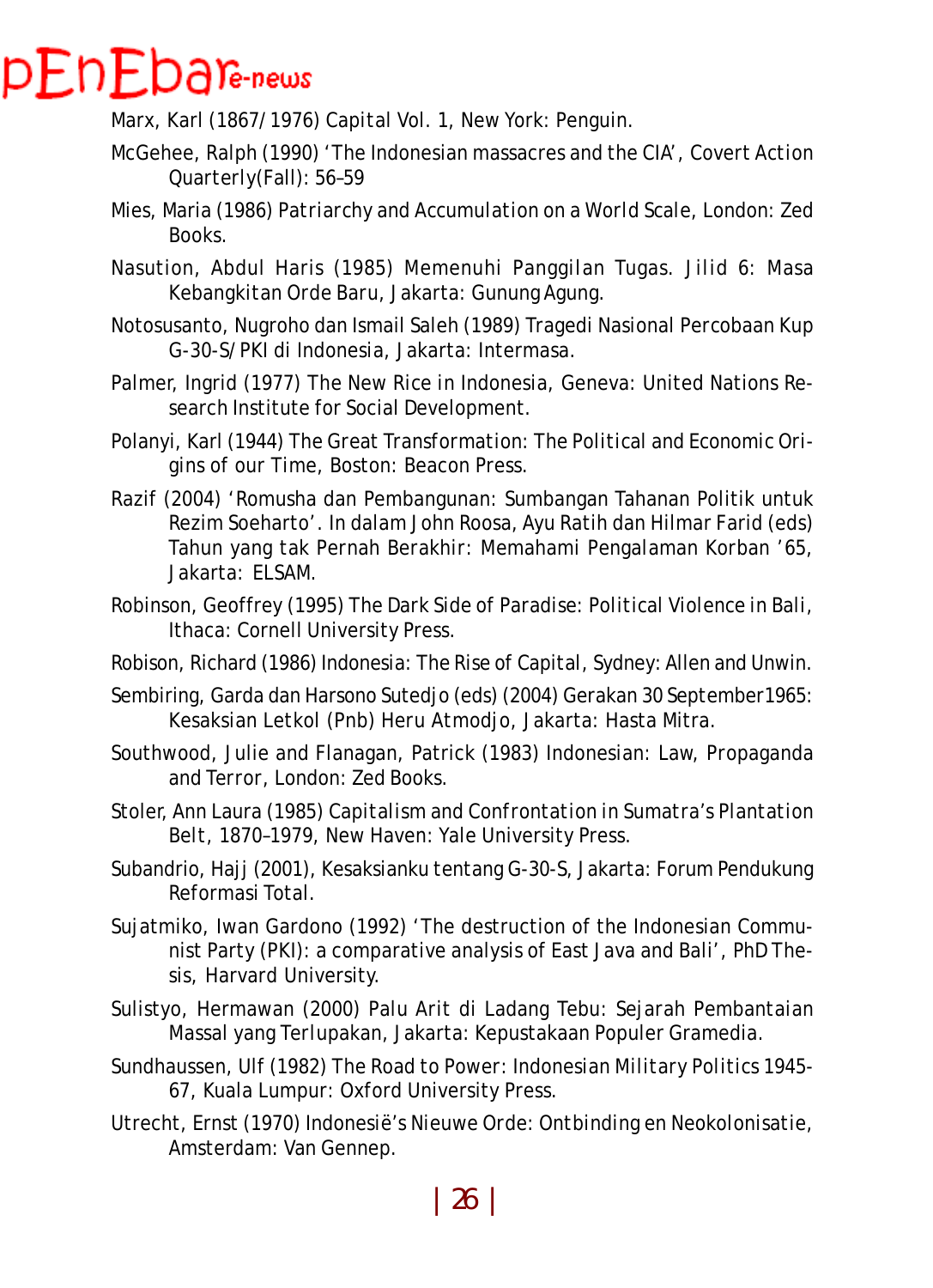Marx, Karl (1867/1976) Capital Vol. 1, New York: Penguin.

McGehee, Ralph (1990) 'The Indonesian massacres and the CIA', Covert Action Quarterly(Fall): 56–59

Mies, Maria (1986) Patriarchy and Accumulation on a World Scale, London: Zed Books.

Nasution, Abdul Haris (1985) Memenuhi Panggilan Tugas. Jilid 6: Masa Kebangkitan Orde Baru, Jakarta: Gunung Agung.

Notosusanto, Nugroho dan Ismail Saleh (1989) Tragedi Nasional Percobaan Kup G-30-S/PKI di Indonesia, Jakarta: Intermasa.

Palmer, Ingrid (1977) The New Rice in Indonesia, Geneva: United Nations Research Institute for Social Development.

Polanyi, Karl (1944) The Great Transformation: The Political and Economic Origins of our Time, Boston: Beacon Press.

Razif (2004) 'Romusha dan Pembangunan: Sumbangan Tahanan Politik untuk Rezim Soeharto'. In dalam John Roosa, Ayu Ratih dan Hilmar Farid (eds) Tahun yang tak Pernah Berakhir: Memahami Pengalaman Korban '65, Jakarta: ELSAM.

Robinson, Geoffrey (1995) The Dark Side of Paradise: Political Violence in Bali, Ithaca: Cornell University Press.

Robison, Richard (1986) Indonesia: The Rise of Capital, Sydney: Allen and Unwin.

Sembiring, Garda dan Harsono Sutedjo (eds) (2004) Gerakan 30 September1965: Kesaksian Letkol (Pnb) Heru Atmodjo, Jakarta: Hasta Mitra.

Southwood, Julie and Flanagan, Patrick (1983) Indonesian: Law, Propaganda and Terror, London: Zed Books.

Stoler, Ann Laura (1985) Capitalism and Confrontation in Sumatra's Plantation Belt, 1870–1979, New Haven: Yale University Press.

Subandrio, Hajj (2001), Kesaksianku tentang G-30-S, Jakarta: Forum Pendukung Reformasi Total.

Sujatmiko, Iwan Gardono (1992) 'The destruction of the Indonesian Communist Party (PKI): a comparative analysis of East Java and Bali', PhD Thesis, Harvard University.

Sulistyo, Hermawan (2000) Palu Arit di Ladang Tebu: Sejarah Pembantaian Massal yang Terlupakan, Jakarta: Kepustakaan Populer Gramedia.

Sundhaussen, Ulf (1982) The Road to Power: Indonesian Military Politics 1945-67, Kuala Lumpur: Oxford University Press.

Utrecht, Ernst (1970) Indonesië's Nieuwe Orde: Ontbinding en Neokolonisatie, Amsterdam: Van Gennep.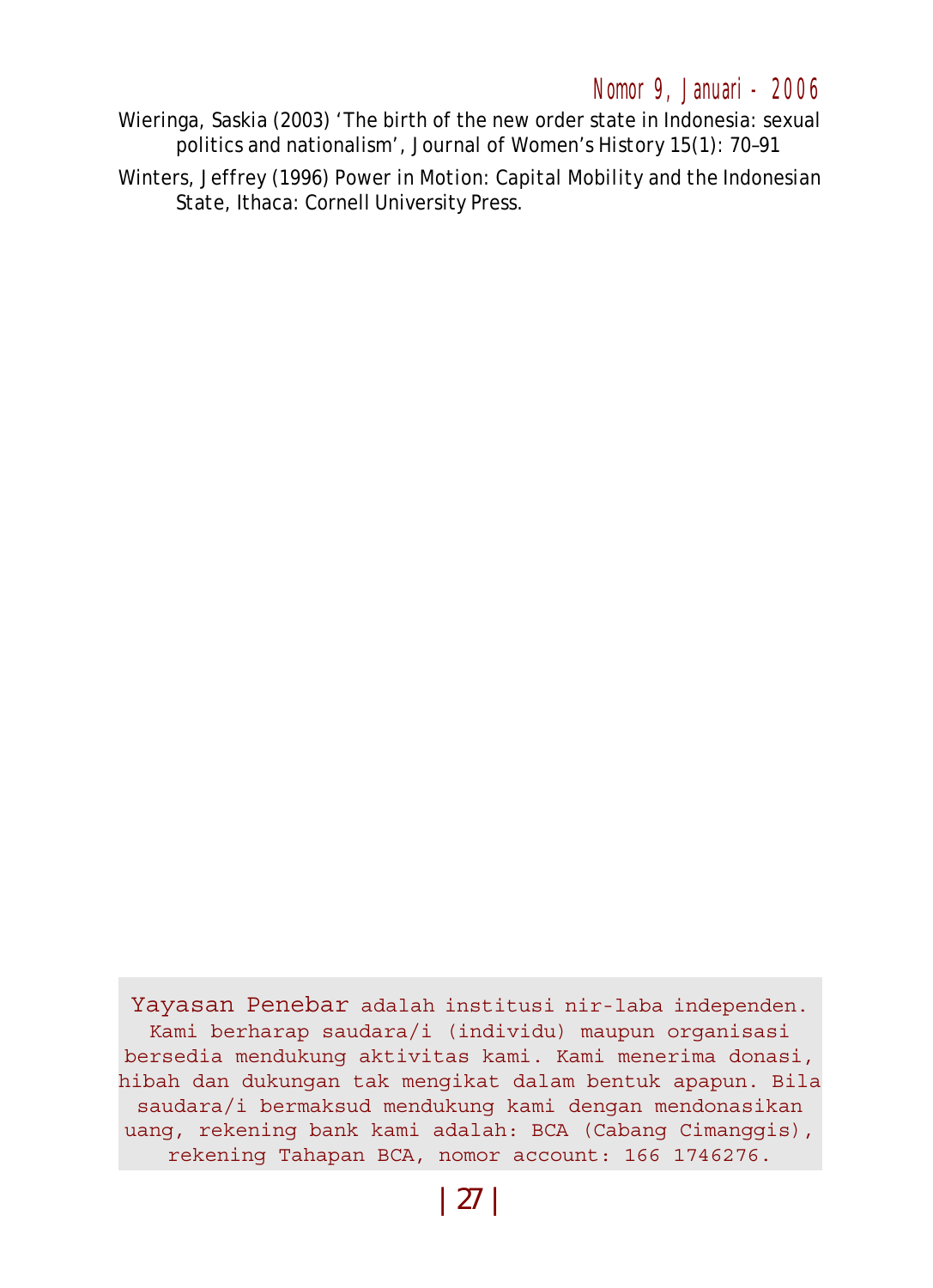Wieringa, Saskia (2003) 'The birth of the new order state in Indonesia: sexual politics and nationalism', *Journal of Women's History* 15(1): 70–91

Winters, Jeffrey (1996) *Power in Motion: Capital Mobility and the Indonesian State*, Ithaca: Cornell University Press.

Yayasan Penebar adalah institusi nir-laba independen. Kami berharap saudara/i (individu) maupun organisasi bersedia mendukung aktivitas kami. Kami menerima donasi, hibah dan dukungan tak mengikat dalam bentuk apapun. Bila saudara/i bermaksud mendukung kami dengan mendonasikan uang, rekening bank kami adalah: BCA (Cabang Cimanggis), rekening Tahapan BCA, nomor account: 166 1746276.